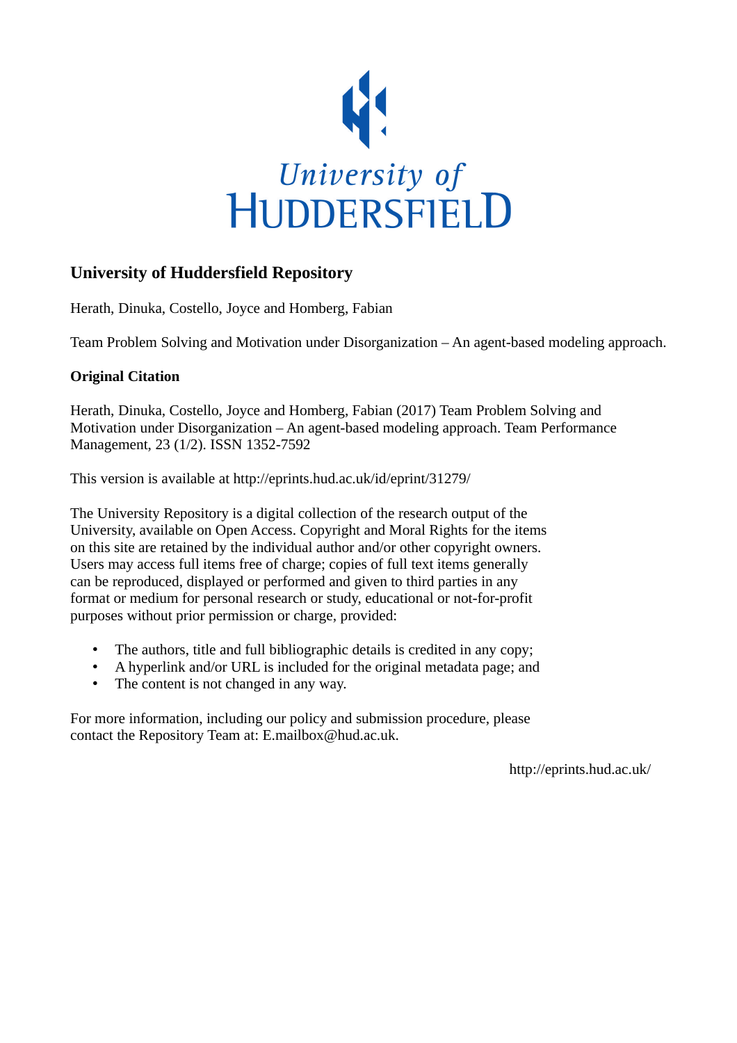University of Huddersfield

# University of Huddersfield Repository

Herath, Dinuka, Costello, Joyce and Homberg, Fabian

Team Problem Solving and Motivation under Disorganization – An agent-based modeling approach.

**Original Citation**

Herath, Dinuka, Costello, Joyce and Homberg, Fabian (2017) Team Problem Solving and Motivation under Disorganization – An agent-based modeling approach. Team Performance Management, 23 (1/2). ISSN 1352-7592

This version is available at http://eprints.hud.ac.uk/id/eprint/31279/

The University Repository is a digital collection of the research output of the University, available on Open Access. Copyright and Moral Rights for the items on this site are retained by the individual author and/or other copyright owners. Users may access full items free of charge; copies of full text items generally can be reproduced, displayed or performed and given to third parties in any format or medium for personal research or study, educational or not-for-profit purposes without prior permission or charge, provided:

- The authors, title and full bibliographic details is credited in any copy;
- A hyperlink and/or URL is included for the original metadata page; and
- The content is not changed in any way.

For more information, including our policy and submission procedure, please contact the Repository Team at: E.mailbox@hud.ac.uk.

http://eprints.hud.ac.uk/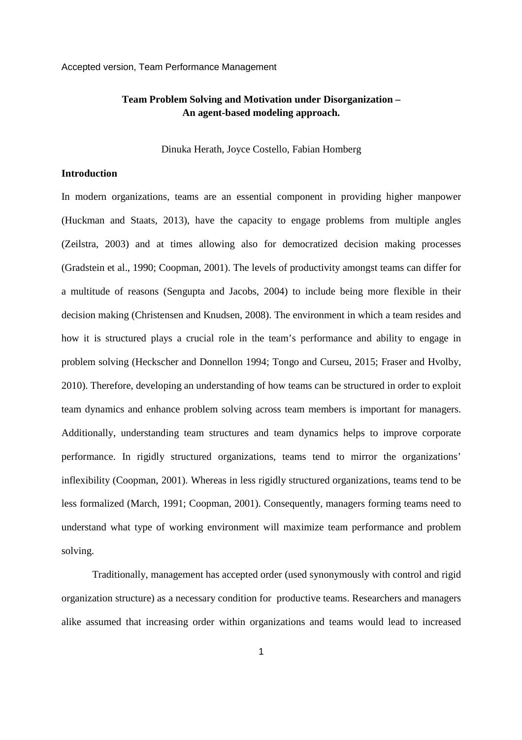Accepted version, Team Performance Management

**Team Problem Solving and Motivation under Disorganization – An agent-based modeling approach.**

Dinuka Herath, Joyce Costello, Fabian Homberg

## Introduction

In modern organizations, teams are an essential component in providing higher manpower (Huckman and Staats, 2013), have the capacity to engage problems from multiple angles (Zeilstra, 2003) and at times allowing also for democratized decision making processes (Gradstein et al., 1990; Coopman, 2001). The levels of productivity amongst teams can differ for a multitude of reasons (Sengupta and Jacobs, 2004) to include being more flexible in their decision making (Christensen and Knudsen, 2008). The environment in which a team resides and how it is structured plays a crucial role in the team's performance and ability to engage in problem solving (Heckscher and Donnellon 1994; Tongo and Curseu, 2015; Fraser and Hvolby, 2010). Therefore, developing an understanding of how teams can be structured in order to exploit team dynamics and enhance problem solving across team members is important for managers. Additionally, understanding team structures and team dynamics helps to improve corporate performance. In rigidly structured organizations, teams tend to mirror the organizations' inflexibility (Coopman, 2001). Whereas in less rigidly structured organizations, teams tend to be less formalized (March, 1991; Coopman, 2001). Consequently, managers forming teams need to understand what type of working environment will maximize team performance and problem solving.

Traditionally, management has accepted order (used synonymously with control and rigid organization structure) as a necessary condition for productive teams. Researchers and managers alike assumed that increasing order within organizations and teams would lead to increased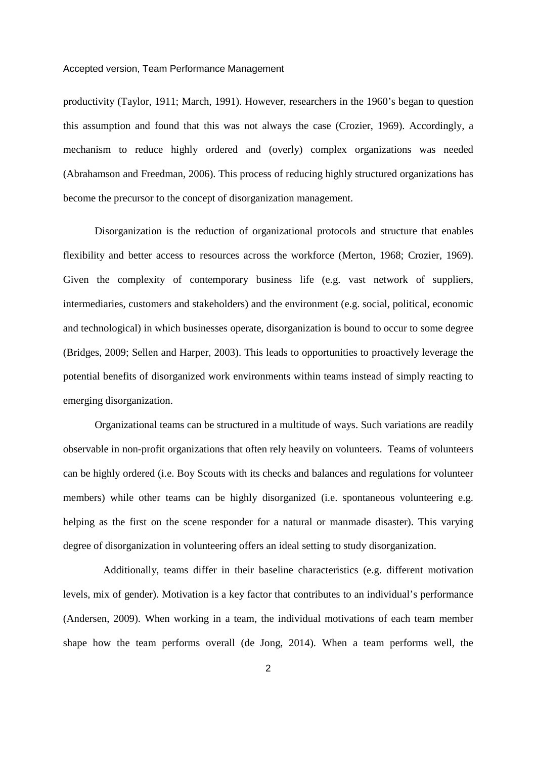productivity (Taylor, 1911; March, 1991). However, researchers in the 1960's began to question this assumption and found that this was not always the case (Crozier, 1969). Accordingly, a mechanism to reduce highly ordered and (overly) complex organizations was needed (Abrahamson and Freedman, 2006). This process of reducing highly structured organizations has become the precursor to the concept of disorganization management.

Disorganization is the reduction of organizational protocols and structure that enables flexibility and better access to resources across the workforce (Merton, 1968; Crozier, 1969). Given the complexity of contemporary business life (e.g. vast network of suppliers, intermediaries, customers and stakeholders) and the environment (e.g. social, political, economic and technological) in which businesses operate, disorganization is bound to occur to some degree (Bridges, 2009; Sellen and Harper, 2003). This leads to opportunities to proactively leverage the potential benefits of disorganized work environments within teams instead of simply reacting to emerging disorganization.

Organizational teams can be structured in a multitude of ways. Such variations are readily observable in non-profit organizations that often rely heavily on volunteers. Teams of volunteers can be highly ordered (i.e. Boy Scouts with its checks and balances and regulations for volunteer members) while other teams can be highly disorganized (i.e. spontaneous volunteering e.g. helping as the first on the scene responder for a natural or manmade disaster). This varying degree of disorganization in volunteering offers an ideal setting to study disorganization.

Additionally, teams differ in their baseline characteristics (e.g. different motivation levels, mix of gender). Motivation is a key factor that contributes to an individual's performance (Andersen, 2009). When working in a team, the individual motivations of each team member shape how the team performs overall (de Jong, 2014). When a team performs well, the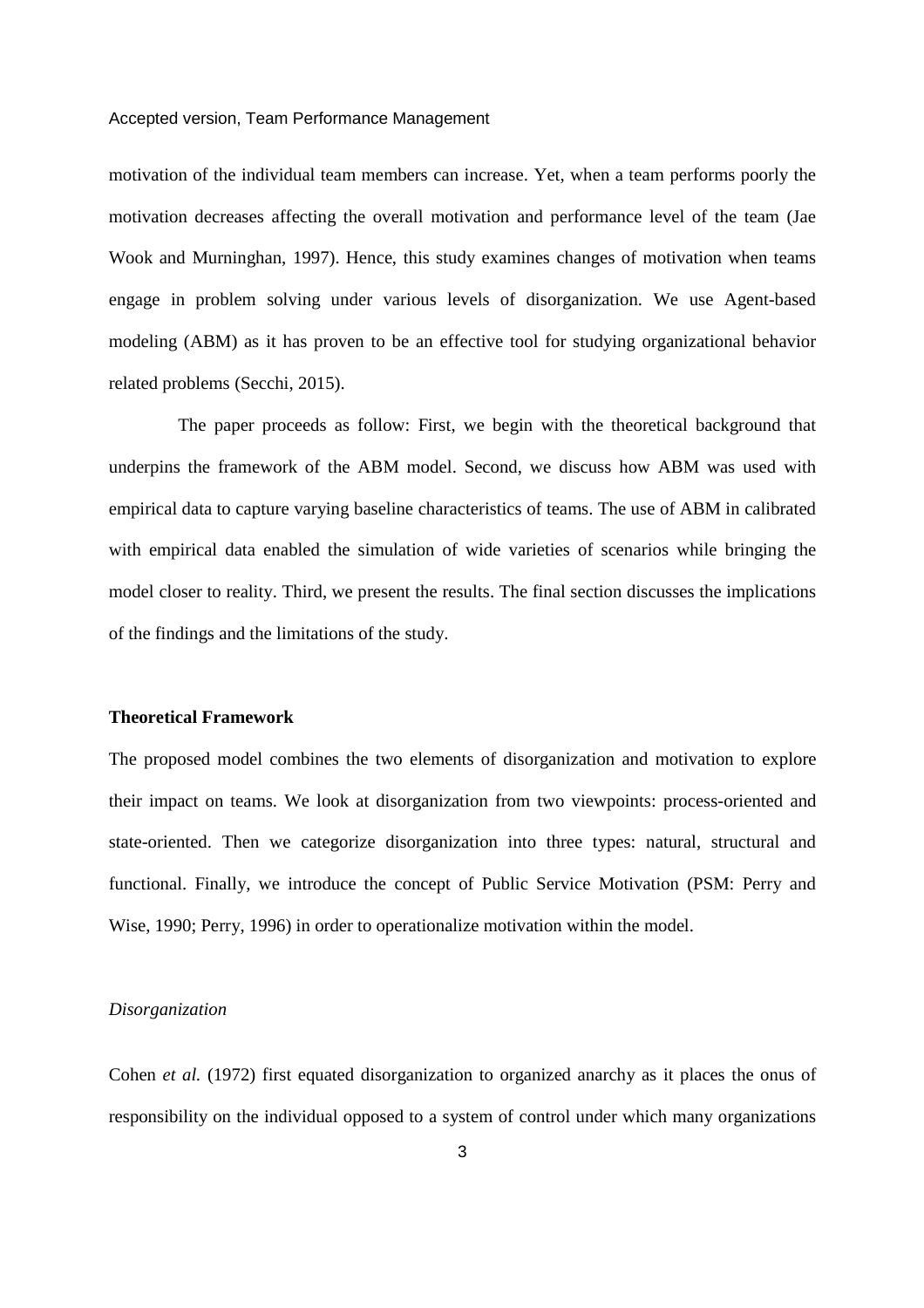motivation of the individual team members can increase. Yet, when a team performs poorly the motivation decreases affecting the overall motivation and performance level of the team (Jae Wook and Murninghan, 1997). Hence, this study examines changes of motivation when teams engage in problem solving under various levels of disorganization. We use Agent-based modeling (ABM) as it has proven to be an effective tool for studying organizational behavior related problems (Secchi, 2015).

The paper proceeds as follow: First, we begin with the theoretical background that underpins the framework of the ABM model. Second, we discuss how ABM was used with empirical data to capture varying baseline characteristics of teams. The use of ABM in calibrated with empirical data enabled the simulation of wide varieties of scenarios while bringing the model closer to reality. Third, we present the results. The final section discusses the implications of the findings and the limitations of the study.

## Theoretical Framework

The proposed model combines the two elements of disorganization and motivation to explore their impact on teams. We look at disorganization from two viewpoints: process-oriented and state-oriented. Then we categorize disorganization into three types: natural, structural and functional. Finally, we introduce the concept of Public Service Motivation (PSM: Perry and Wise, 1990; Perry, 1996) in order to operationalize motivation within the model.

### *Disorganization*

Cohen *et al.* (1972) first equated disorganization to organized anarchy as it places the onus of responsibility on the individual opposed to a system of control under which many organizations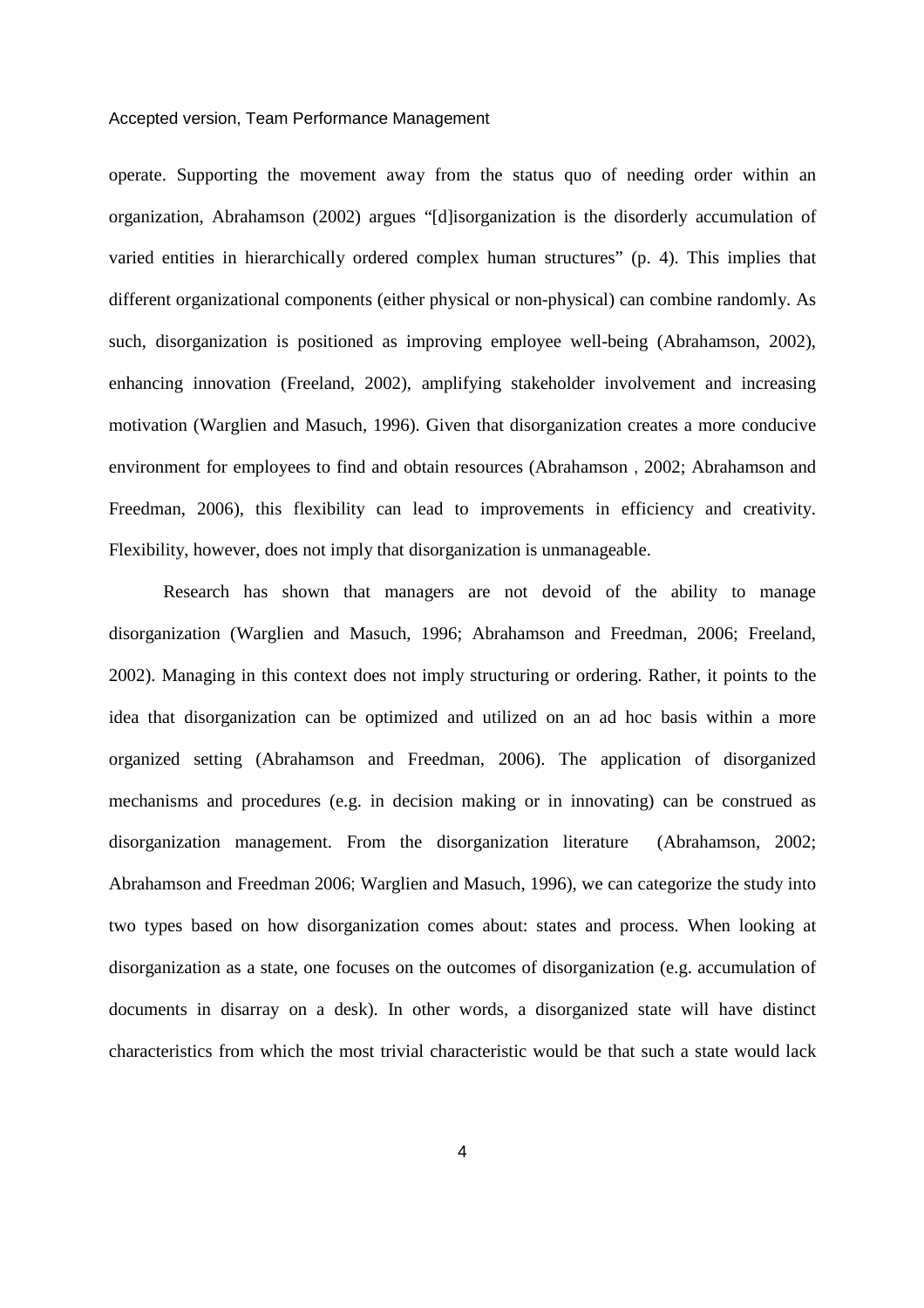operate. Supporting the movement away from the status quo of needing order within an organization, Abrahamson (2002) argues "[d]isorganization is the disorderly accumulation of varied entities in hierarchically ordered complex human structures" (p. 4). This implies that different organizational components (either physical or non-physical) can combine randomly. As such, disorganization is positioned as improving employee well-being (Abrahamson, 2002), enhancing innovation (Freeland, 2002), amplifying stakeholder involvement and increasing motivation (Warglien and Masuch, 1996). Given that disorganization creates a more conducive environment for employees to find and obtain resources (Abrahamson , 2002; Abrahamson and Freedman, 2006), this flexibility can lead to improvements in efficiency and creativity. Flexibility, however, does not imply that disorganization is unmanageable.

Research has shown that managers are not devoid of the ability to manage disorganization (Warglien and Masuch, 1996; Abrahamson and Freedman, 2006; Freeland, 2002). Managing in this context does not imply structuring or ordering. Rather, it points to the idea that disorganization can be optimized and utilized on an ad hoc basis within a more organized setting (Abrahamson and Freedman, 2006). The application of disorganized mechanisms and procedures (e.g. in decision making or in innovating) can be construed as disorganization management. From the disorganization literature (Abrahamson, 2002; Abrahamson and Freedman 2006; Warglien and Masuch, 1996), we can categorize the study into two types based on how disorganization comes about: states and process. When looking at disorganization as a state, one focuses on the outcomes of disorganization (e.g. accumulation of documents in disarray on a desk). In other words, a disorganized state will have distinct characteristics from which the most trivial characteristic would be that such a state would lack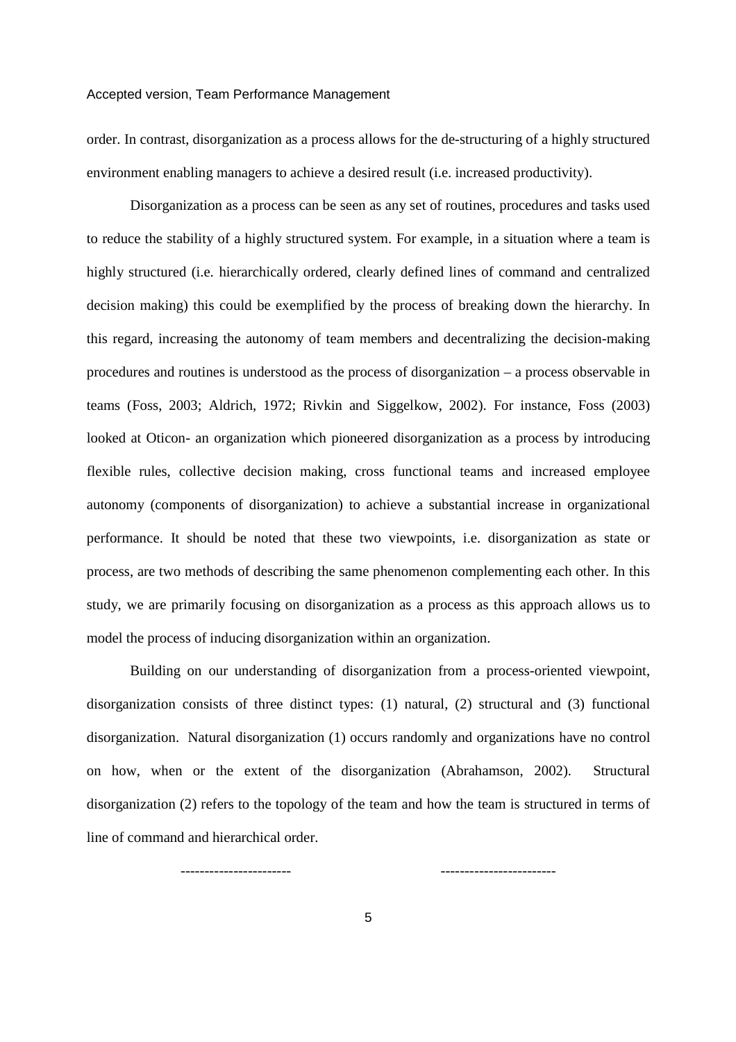order. In contrast, disorganization as a process allows for the de-structuring of a highly structured environment enabling managers to achieve a desired result (i.e. increased productivity).

Disorganization as a process can be seen as any set of routines, procedures and tasks used to reduce the stability of a highly structured system. For example, in a situation where a team is highly structured (i.e. hierarchically ordered, clearly defined lines of command and centralized decision making) this could be exemplified by the process of breaking down the hierarchy. In this regard, increasing the autonomy of team members and decentralizing the decision-making procedures and routines is understood as the process of disorganization – a process observable in teams (Foss, 2003; Aldrich, 1972; Rivkin and Siggelkow, 2002). For instance, Foss (2003) looked at Oticon- an organization which pioneered disorganization as a process by introducing flexible rules, collective decision making, cross functional teams and increased employee autonomy (components of disorganization) to achieve a substantial increase in organizational performance. It should be noted that these two viewpoints, i.e. disorganization as state or process, are two methods of describing the same phenomenon complementing each other. In this study, we are primarily focusing on disorganization as a process as this approach allows us to model the process of inducing disorganization within an organization.

Building on our understanding of disorganization from a process-oriented viewpoint, disorganization consists of three distinct types: (1) natural, (2) structural and (3) functional disorganization. Natural disorganization (1) occurs randomly and organizations have no control on how, when or the extent of the disorganization (Abrahamson, 2002). Structural disorganization (2) refers to the topology of the team and how the team is structured in terms of line of command and hierarchical order.

---------------------- ------------------------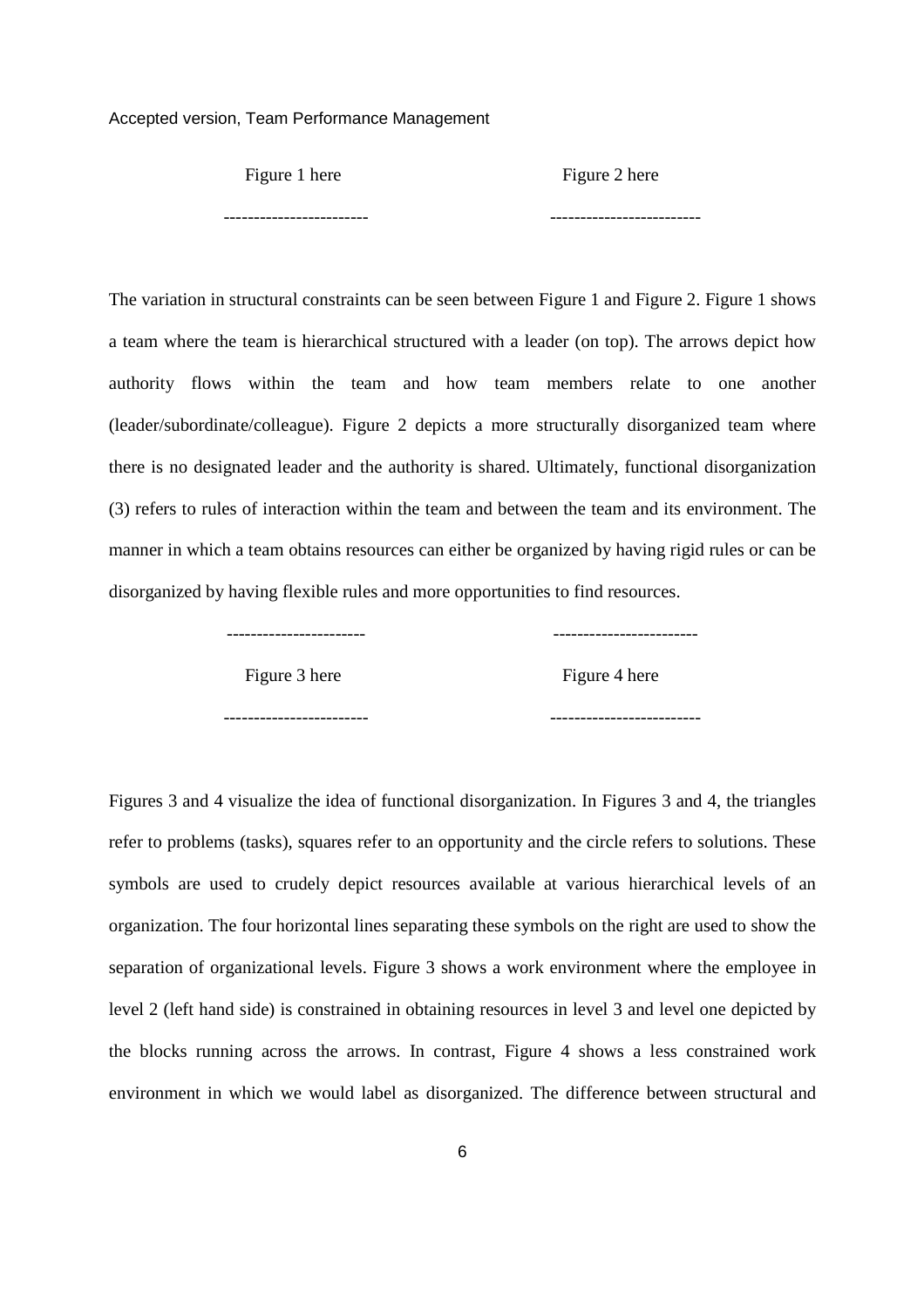Figure 1 here

------------------------

Figure 2 here

------------------------

The variation in structural constraints can be seen between Figure 1 and Figure 2. Figure 1 shows a team where the team is hierarchical structured with a leader (on top). The arrows depict how authority flows within the team and how team members relate to one another (leader/subordinate/colleague). Figure 2 depicts a more structurally disorganized team where there is no designated leader and the authority is shared. Ultimately, functional disorganization (3) refers to rules of interaction within the team and between the team and its environment. The manner in which a team obtains resources can either be organized by having rigid rules or can be disorganized by having flexible rules and more opportunities to find resources.

------------------------

Figure 3 here

------------------------

------------------------

Figure 4 here

------------------------

Figures 3 and 4 visualize the idea of functional disorganization. In Figures 3 and 4, the triangles refer to problems (tasks), squares refer to an opportunity and the circle refers to solutions. These symbols are used to crudely depict resources available at various hierarchical levels of an organization. The four horizontal lines separating these symbols on the right are used to show the separation of organizational levels. Figure 3 shows a work environment where the employee in level 2 (left hand side) is constrained in obtaining resources in level 3 and level one depicted by the blocks running across the arrows. In contrast, Figure 4 shows a less constrained work environment in which we would label as disorganized. The difference between structural and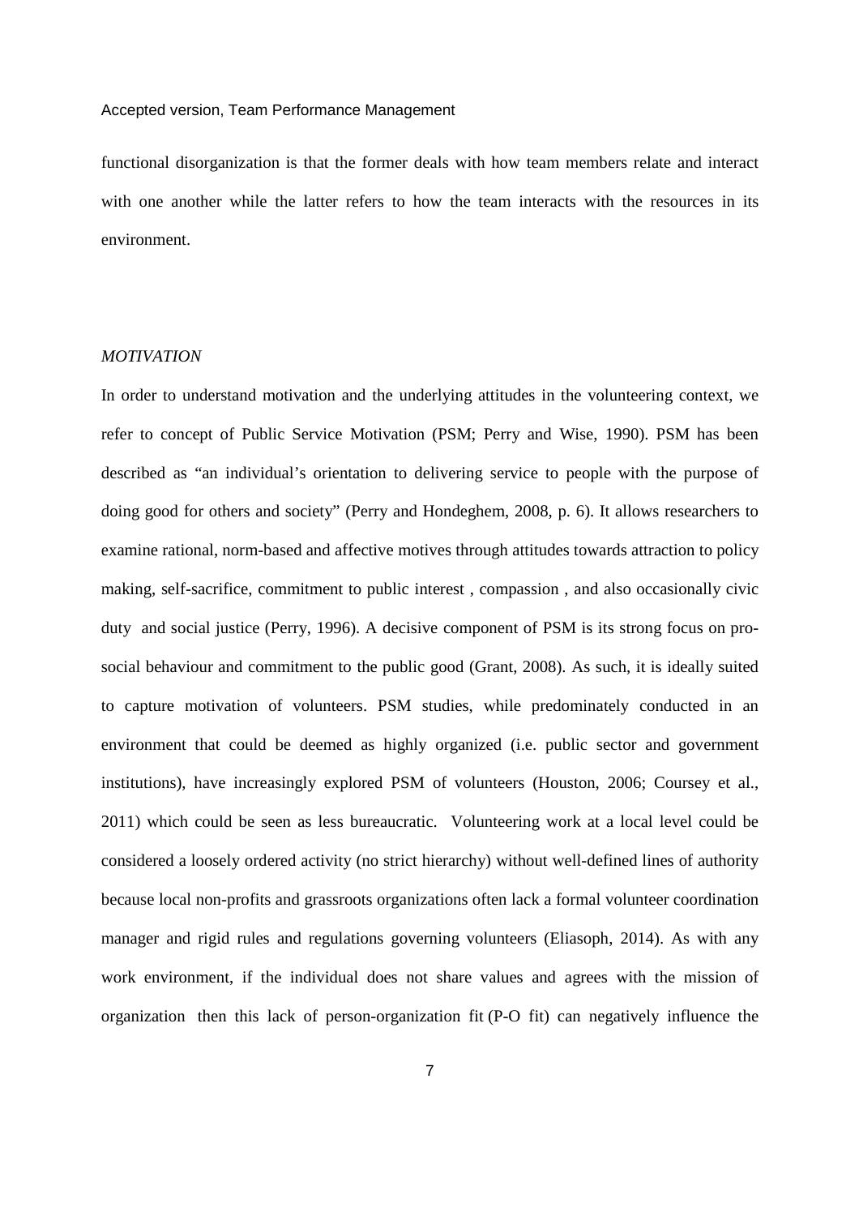functional disorganization is that the former deals with how team members relate and interact with one another while the latter refers to how the team interacts with the resources in its environment.

### *MOTIVATION*

In order to understand motivation and the underlying attitudes in the volunteering context, we refer to concept of Public Service Motivation (PSM; Perry and Wise, 1990). PSM has been described as "an individual's orientation to delivering service to people with the purpose of doing good for others and society" (Perry and Hondeghem, 2008, p. 6). It allows researchers to examine rational, norm-based and affective motives through attitudes towards attraction to policy making, self-sacrifice, commitment to public interest , compassion , and also occasionally civic duty and social justice (Perry, 1996). A decisive component of PSM is its strong focus on pro-social behaviour and commitment to the public good (Grant, 2008). As such, it is ideally suited to capture motivation of volunteers. PSM studies, while predominately conducted in an environment that could be deemed as highly organized (i.e. public sector and government institutions), have increasingly explored PSM of volunteers (Houston, 2006; Coursey et al., 2011) which could be seen as less bureaucratic. Volunteering work at a local level could be considered a loosely ordered activity (no strict hierarchy) without well-defined lines of authority because local non-profits and grassroots organizations often lack a formal volunteer coordination manager and rigid rules and regulations governing volunteers (Eliasoph, 2014). As with any work environment, if the individual does not share values and agrees with the mission of organization then this lack of person-organization fit (P-O fit) can negatively influence the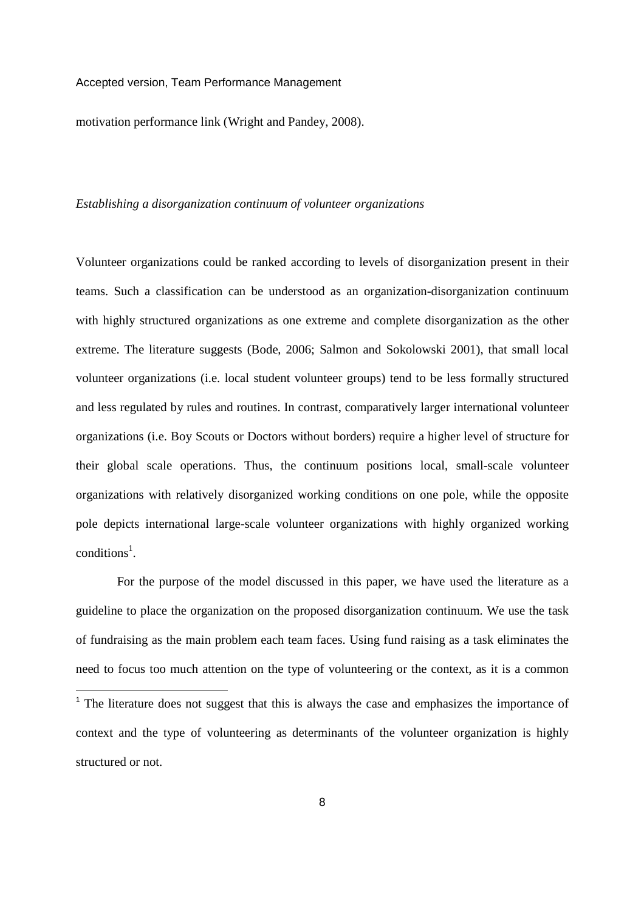motivation performance link (Wright and Pandey, 2008).

*Establishing a disorganization continuum of volunteer organizations*

Volunteer organizations could be ranked according to levels of disorganization present in their teams. Such a classification can be understood as an organization-disorganization continuum with highly structured organizations as one extreme and complete disorganization as the other extreme. The literature suggests (Bode, 2006; Salmon and Sokolowski 2001), that small local volunteer organizations (i.e. local student volunteer groups) tend to be less formally structured and less regulated by rules and routines. In contrast, comparatively larger international volunteer organizations (i.e. Boy Scouts or Doctors without borders) require a higher level of structure for their global scale operations. Thus, the continuum positions local, small-scale volunteer organizations with relatively disorganized working conditions on one pole, while the opposite pole depicts international large-scale volunteer organizations with highly organized working conditions[1].

For the purpose of the model discussed in this paper, we have used the literature as a guideline to place the organization on the proposed disorganization continuum. We use the task of fundraising as the main problem each team faces. Using fund raising as a task eliminates the need to focus too much attention on the type of volunteering or the context, as it is a common

[1] The literature does not suggest that this is always the case and emphasizes the importance of context and the type of volunteering as determinants of the volunteer organization is highly structured or not.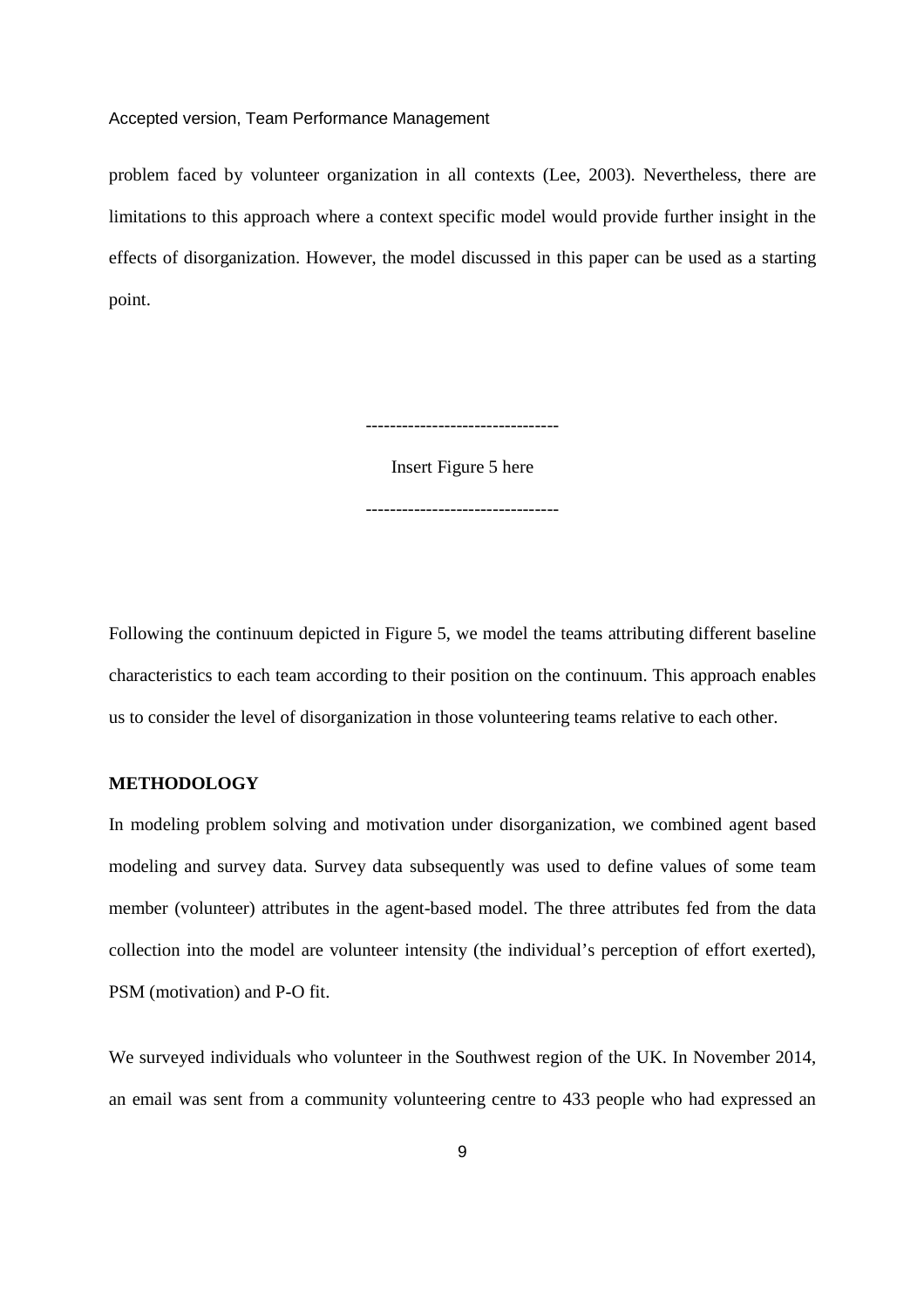problem faced by volunteer organization in all contexts (Lee, 2003). Nevertheless, there are limitations to this approach where a context specific model would provide further insight in the effects of disorganization. However, the model discussed in this paper can be used as a starting point.

--------------------------------

Insert Figure 5 here

--------------------------------

Following the continuum depicted in Figure 5, we model the teams attributing different baseline characteristics to each team according to their position on the continuum. This approach enables us to consider the level of disorganization in those volunteering teams relative to each other.

**METHODOLOGY**

In modeling problem solving and motivation under disorganization, we combined agent based modeling and survey data. Survey data subsequently was used to define values of some team member (volunteer) attributes in the agent-based model. The three attributes fed from the data collection into the model are volunteer intensity (the individual's perception of effort exerted), PSM (motivation) and P-O fit.

We surveyed individuals who volunteer in the Southwest region of the UK. In November 2014, an email was sent from a community volunteering centre to 433 people who had expressed an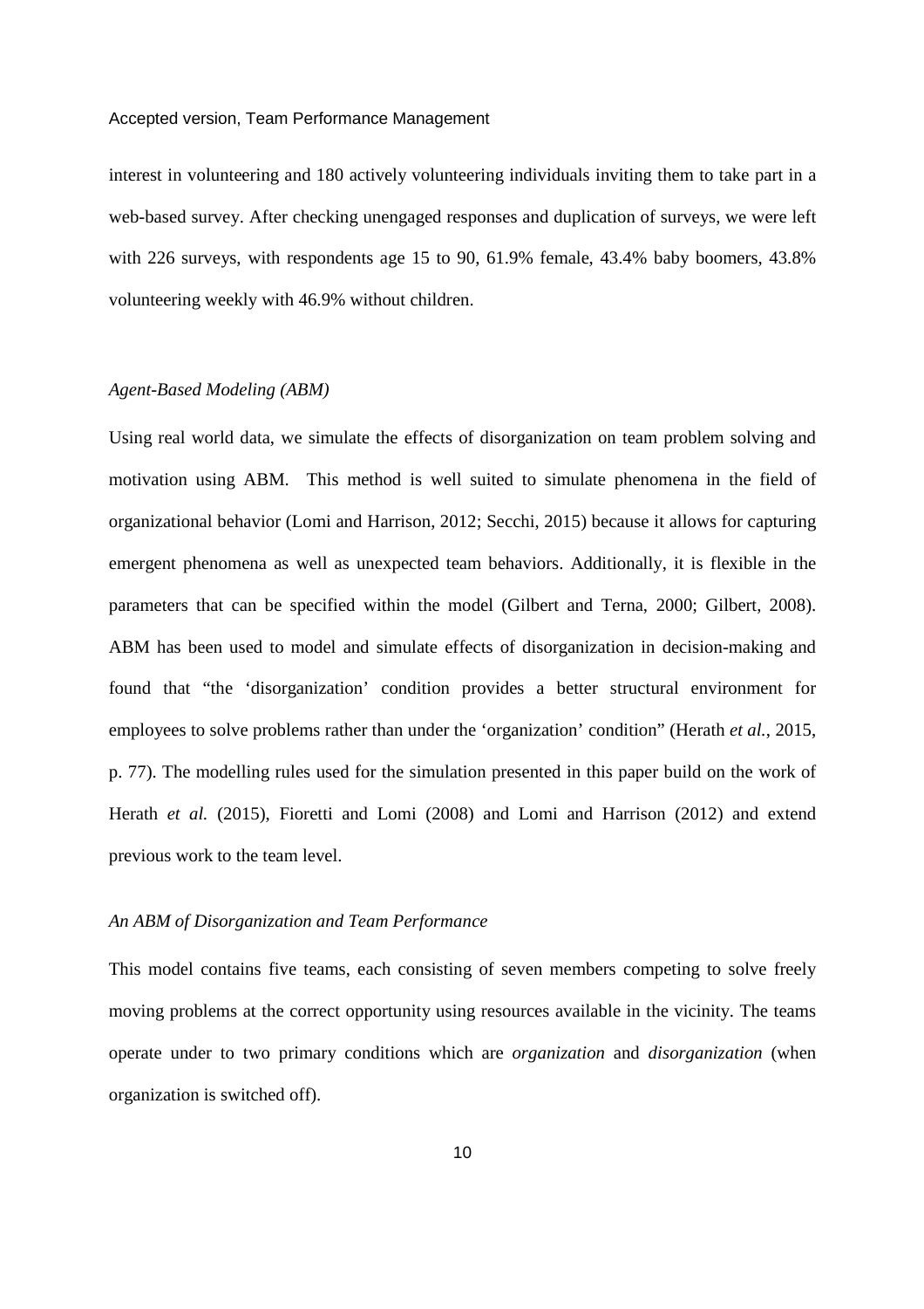interest in volunteering and 180 actively volunteering individuals inviting them to take part in a web-based survey. After checking unengaged responses and duplication of surveys, we were left with 226 surveys, with respondents age 15 to 90, 61.9% female, 43.4% baby boomers, 43.8% volunteering weekly with 46.9% without children.

### *Agent-Based Modeling (ABM)*

Using real world data, we simulate the effects of disorganization on team problem solving and motivation using ABM. This method is well suited to simulate phenomena in the field of organizational behavior (Lomi and Harrison, 2012; Secchi, 2015) because it allows for capturing emergent phenomena as well as unexpected team behaviors. Additionally, it is flexible in the parameters that can be specified within the model (Gilbert and Terna, 2000; Gilbert, 2008). ABM has been used to model and simulate effects of disorganization in decision-making and found that "the 'disorganization' condition provides a better structural environment for employees to solve problems rather than under the 'organization' condition" (Herath *et al.*, 2015, p. 77). The modelling rules used for the simulation presented in this paper build on the work of Herath *et al.* (2015), Fioretti and Lomi (2008) and Lomi and Harrison (2012) and extend previous work to the team level.

### *An ABM of Disorganization and Team Performance*

This model contains five teams, each consisting of seven members competing to solve freely moving problems at the correct opportunity using resources available in the vicinity. The teams operate under to two primary conditions which are *organization* and *disorganization* (when organization is switched off).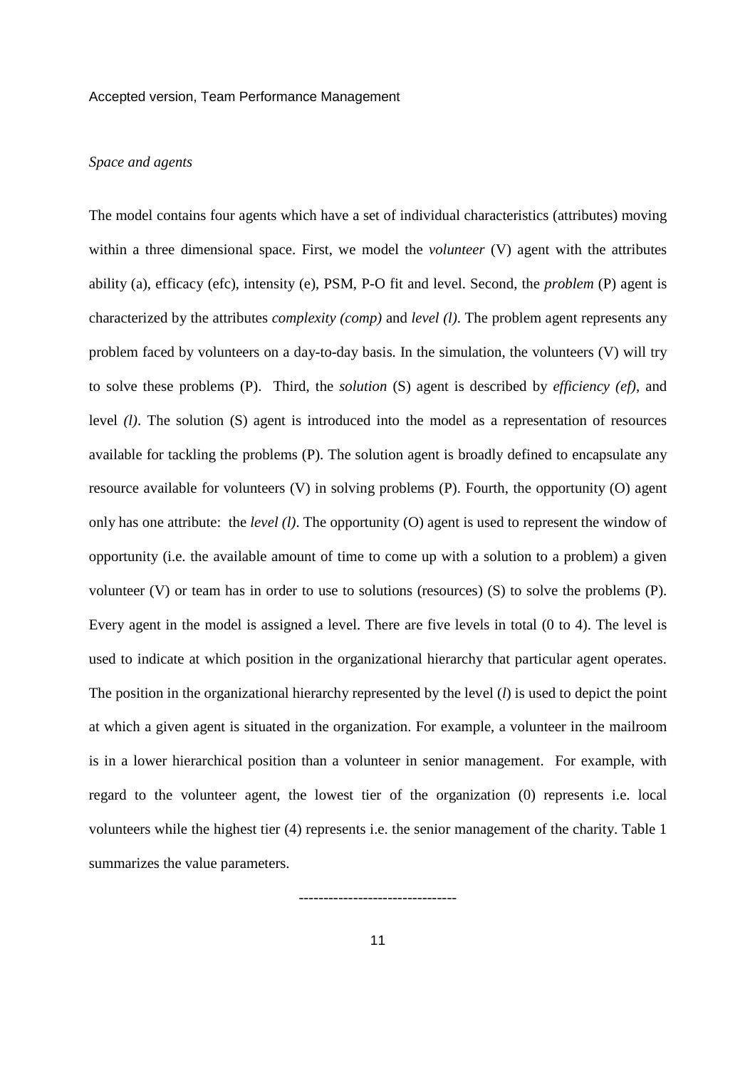*Space and agents*

The model contains four agents which have a set of individual characteristics (attributes) moving within a three dimensional space. First, we model the *volunteer* (V) agent with the attributes ability (a), efficacy (efc), intensity (e), PSM, P-O fit and level. Second, the *problem* (P) agent is characterized by the attributes *complexity (comp)* and *level (l)*. The problem agent represents any problem faced by volunteers on a day-to-day basis. In the simulation, the volunteers (V) will try to solve these problems (P). Third, the *solution* (S) agent is described by *efficiency (ef)*, and level *(l)*. The solution (S) agent is introduced into the model as a representation of resources available for tackling the problems (P). The solution agent is broadly defined to encapsulate any resource available for volunteers (V) in solving problems (P). Fourth, the opportunity (O) agent only has one attribute: the *level (l)*. The opportunity (O) agent is used to represent the window of opportunity (i.e. the available amount of time to come up with a solution to a problem) a given volunteer (V) or team has in order to use to solutions (resources) (S) to solve the problems (P). Every agent in the model is assigned a level. There are five levels in total (0 to 4). The level is used to indicate at which position in the organizational hierarchy that particular agent operates. The position in the organizational hierarchy represented by the level (*l*) is used to depict the point at which a given agent is situated in the organization. For example, a volunteer in the mailroom is in a lower hierarchical position than a volunteer in senior management. For example, with regard to the volunteer agent, the lowest tier of the organization (0) represents i.e. local volunteers while the highest tier (4) represents i.e. the senior management of the charity. Table 1 summarizes the value parameters.

--------------------------------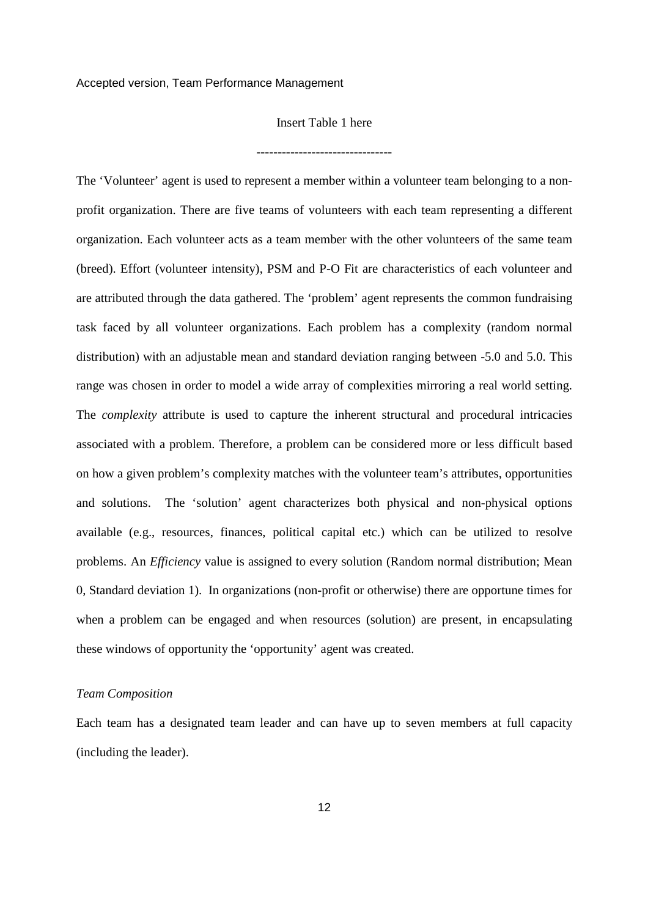Insert Table 1 here

--------------------------------

The 'Volunteer' agent is used to represent a member within a volunteer team belonging to a non-profit organization. There are five teams of volunteers with each team representing a different organization. Each volunteer acts as a team member with the other volunteers of the same team (breed). Effort (volunteer intensity), PSM and P-O Fit are characteristics of each volunteer and are attributed through the data gathered. The 'problem' agent represents the common fundraising task faced by all volunteer organizations. Each problem has a complexity (random normal distribution) with an adjustable mean and standard deviation ranging between -5.0 and 5.0. This range was chosen in order to model a wide array of complexities mirroring a real world setting. The *complexity* attribute is used to capture the inherent structural and procedural intricacies associated with a problem. Therefore, a problem can be considered more or less difficult based on how a given problem's complexity matches with the volunteer team's attributes, opportunities and solutions. The 'solution' agent characterizes both physical and non-physical options available (e.g., resources, finances, political capital etc.) which can be utilized to resolve problems. An *Efficiency* value is assigned to every solution (Random normal distribution; Mean 0, Standard deviation 1). In organizations (non-profit or otherwise) there are opportune times for when a problem can be engaged and when resources (solution) are present, in encapsulating these windows of opportunity the 'opportunity' agent was created.

*Team Composition*

Each team has a designated team leader and can have up to seven members at full capacity (including the leader).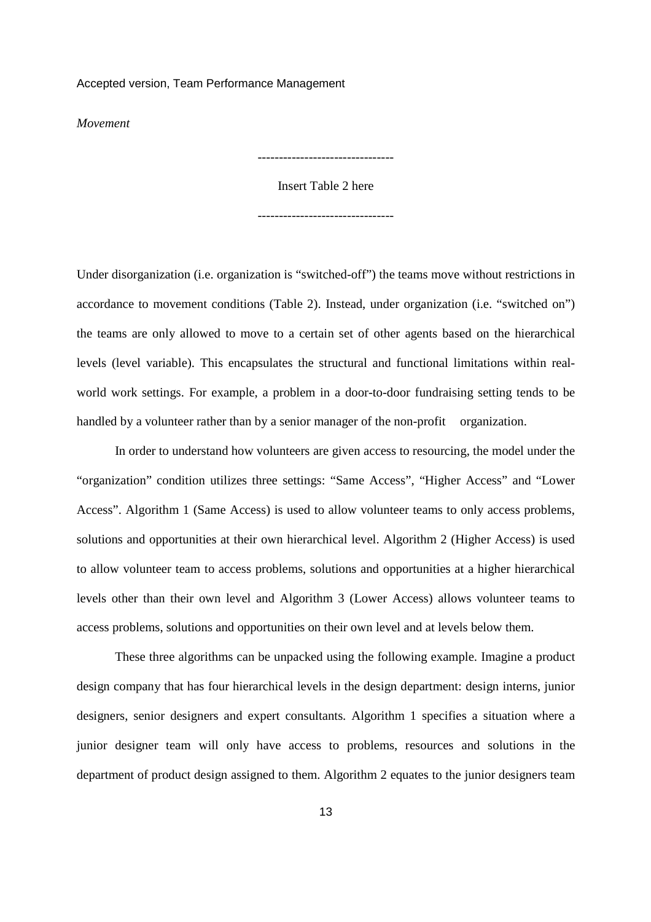*Movement*

--------------------------------

Insert Table 2 here

--------------------------------

Under disorganization (i.e. organization is "switched-off") the teams move without restrictions in accordance to movement conditions (Table 2). Instead, under organization (i.e. "switched on") the teams are only allowed to move to a certain set of other agents based on the hierarchical levels (level variable). This encapsulates the structural and functional limitations within real-world work settings. For example, a problem in a door-to-door fundraising setting tends to be handled by a volunteer rather than by a senior manager of the non-profit organization.

In order to understand how volunteers are given access to resourcing, the model under the "organization" condition utilizes three settings: "Same Access", "Higher Access" and "Lower Access". Algorithm 1 (Same Access) is used to allow volunteer teams to only access problems, solutions and opportunities at their own hierarchical level. Algorithm 2 (Higher Access) is used to allow volunteer team to access problems, solutions and opportunities at a higher hierarchical levels other than their own level and Algorithm 3 (Lower Access) allows volunteer teams to access problems, solutions and opportunities on their own level and at levels below them.

These three algorithms can be unpacked using the following example. Imagine a product design company that has four hierarchical levels in the design department: design interns, junior designers, senior designers and expert consultants. Algorithm 1 specifies a situation where a junior designer team will only have access to problems, resources and solutions in the department of product design assigned to them. Algorithm 2 equates to the junior designers team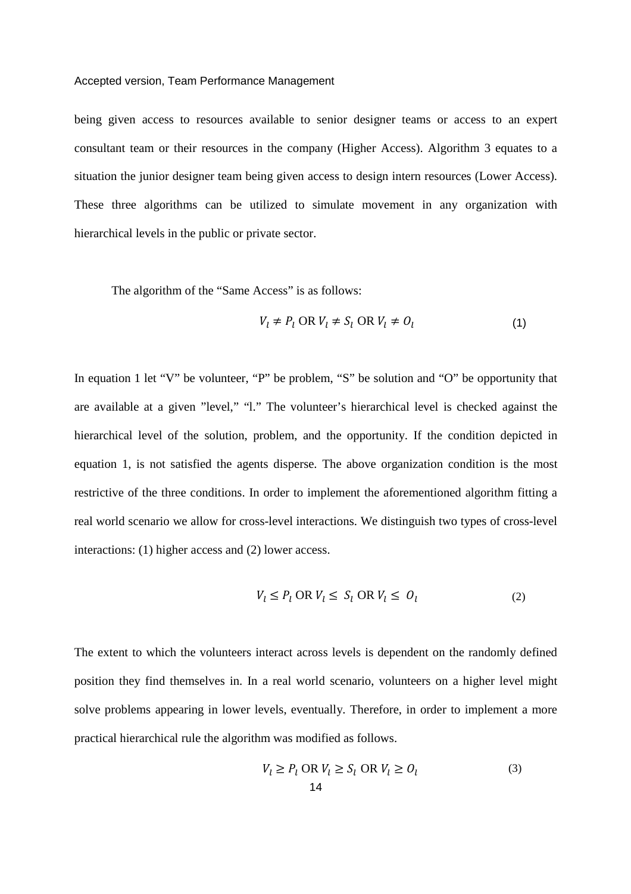being given access to resources available to senior designer teams or access to an expert consultant team or their resources in the company (Higher Access). Algorithm 3 equates to a situation the junior designer team being given access to design intern resources (Lower Access). These three algorithms can be utilized to simulate movement in any organization with hierarchical levels in the public or private sector.

The algorithm of the "Same Access" is as follows:

$$V_l \neq P_l \text{ OR } V_l \neq S_l \text{ OR } V_l \neq O_l \quad (1)$$

In equation 1 let "V" be volunteer, "P" be problem, "S" be solution and "O" be opportunity that are available at a given "level," "l." The volunteer's hierarchical level is checked against the hierarchical level of the solution, problem, and the opportunity. If the condition depicted in equation 1, is not satisfied the agents disperse. The above organization condition is the most restrictive of the three conditions. In order to implement the aforementioned algorithm fitting a real world scenario we allow for cross-level interactions. We distinguish two types of cross-level interactions: (1) higher access and (2) lower access.

$$V_l \leq P_l \text{ OR } V_l \leq S_l \text{ OR } V_l \leq O_l \quad (2)$$

The extent to which the volunteers interact across levels is dependent on the randomly defined position they find themselves in. In a real world scenario, volunteers on a higher level might solve problems appearing in lower levels, eventually. Therefore, in order to implement a more practical hierarchical rule the algorithm was modified as follows.

$$V_l \geq P_l \text{ OR } V_l \geq S_l \text{ OR } V_l \geq O_l \quad (3)$$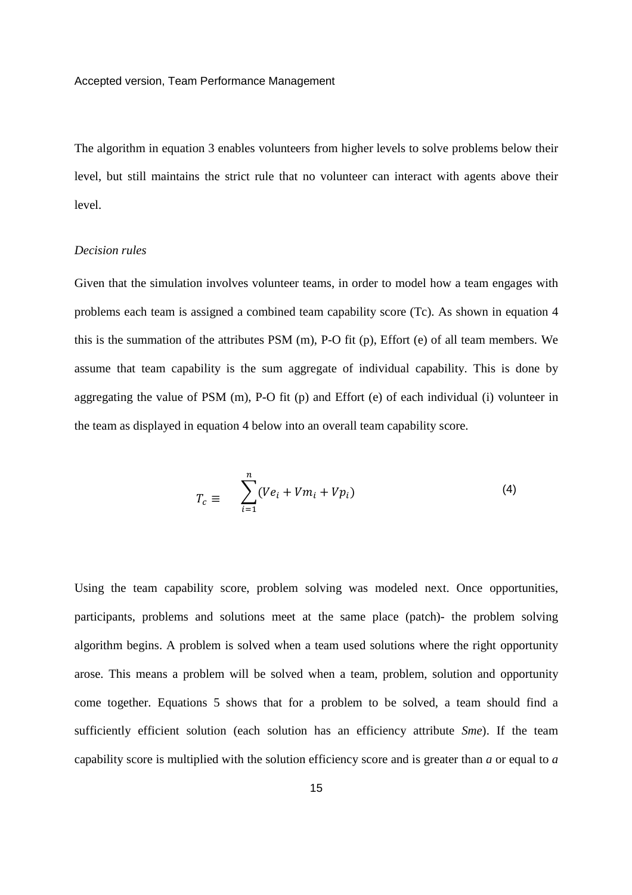The algorithm in equation 3 enables volunteers from higher levels to solve problems below their level, but still maintains the strict rule that no volunteer can interact with agents above their level.

*Decision rules*

Given that the simulation involves volunteer teams, in order to model how a team engages with problems each team is assigned a combined team capability score (Tc). As shown in equation 4 this is the summation of the attributes PSM (m), P-O fit (p), Effort (e) of all team members. We assume that team capability is the sum aggregate of individual capability. This is done by aggregating the value of PSM (m), P-O fit (p) and Effort (e) of each individual (i) volunteer in the team as displayed in equation 4 below into an overall team capability score.

$$T_c \equiv \sum_{i=1}^{n}(Ve_i + Vm_i + Vp_i) \tag{4}$$

Using the team capability score, problem solving was modeled next. Once opportunities, participants, problems and solutions meet at the same place (patch)- the problem solving algorithm begins. A problem is solved when a team used solutions where the right opportunity arose. This means a problem will be solved when a team, problem, solution and opportunity come together. Equations 5 shows that for a problem to be solved, a team should find a sufficiently efficient solution (each solution has an efficiency attribute *Sme*). If the team capability score is multiplied with the solution efficiency score and is greater than *a* or equal to *a*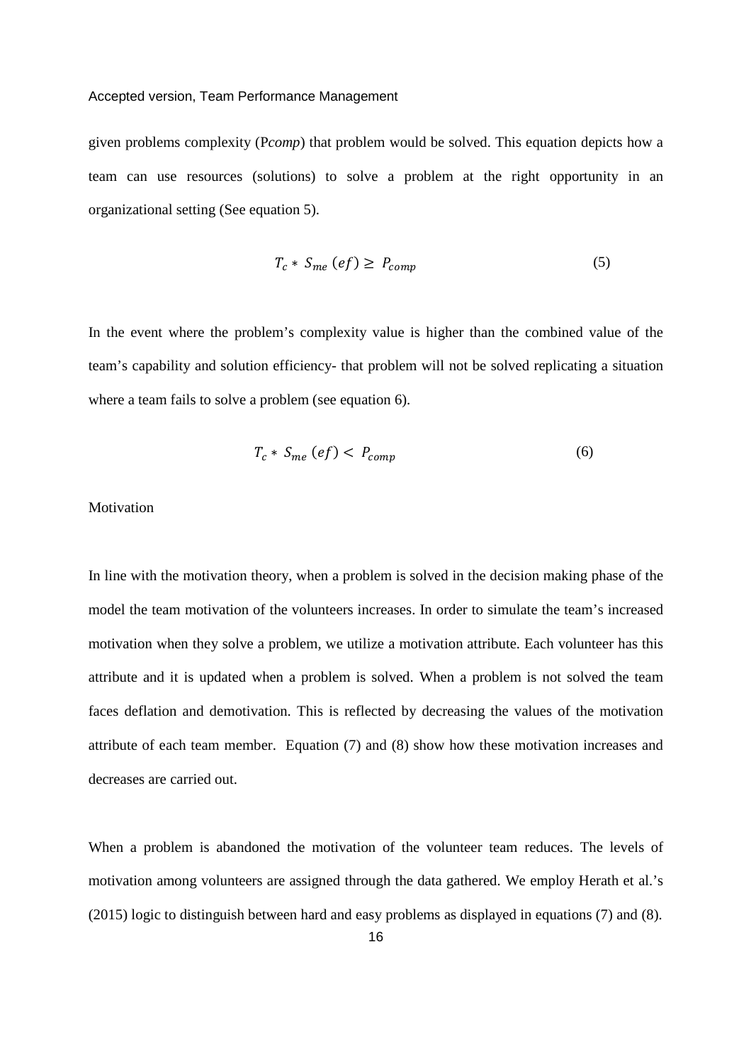given problems complexity (P*comp*) that problem would be solved. This equation depicts how a team can use resources (solutions) to solve a problem at the right opportunity in an organizational setting (See equation 5).

$$T_c * S_{me}\,(ef) \geq P_{comp} \tag{5}$$

In the event where the problem's complexity value is higher than the combined value of the team's capability and solution efficiency- that problem will not be solved replicating a situation where a team fails to solve a problem (see equation 6).

$$T_c * S_{me}\,(ef) < P_{comp} \tag{6}$$

Motivation

In line with the motivation theory, when a problem is solved in the decision making phase of the model the team motivation of the volunteers increases. In order to simulate the team's increased motivation when they solve a problem, we utilize a motivation attribute. Each volunteer has this attribute and it is updated when a problem is solved. When a problem is not solved the team faces deflation and demotivation. This is reflected by decreasing the values of the motivation attribute of each team member. Equation (7) and (8) show how these motivation increases and decreases are carried out.

When a problem is abandoned the motivation of the volunteer team reduces. The levels of motivation among volunteers are assigned through the data gathered. We employ Herath et al.'s (2015) logic to distinguish between hard and easy problems as displayed in equations (7) and (8).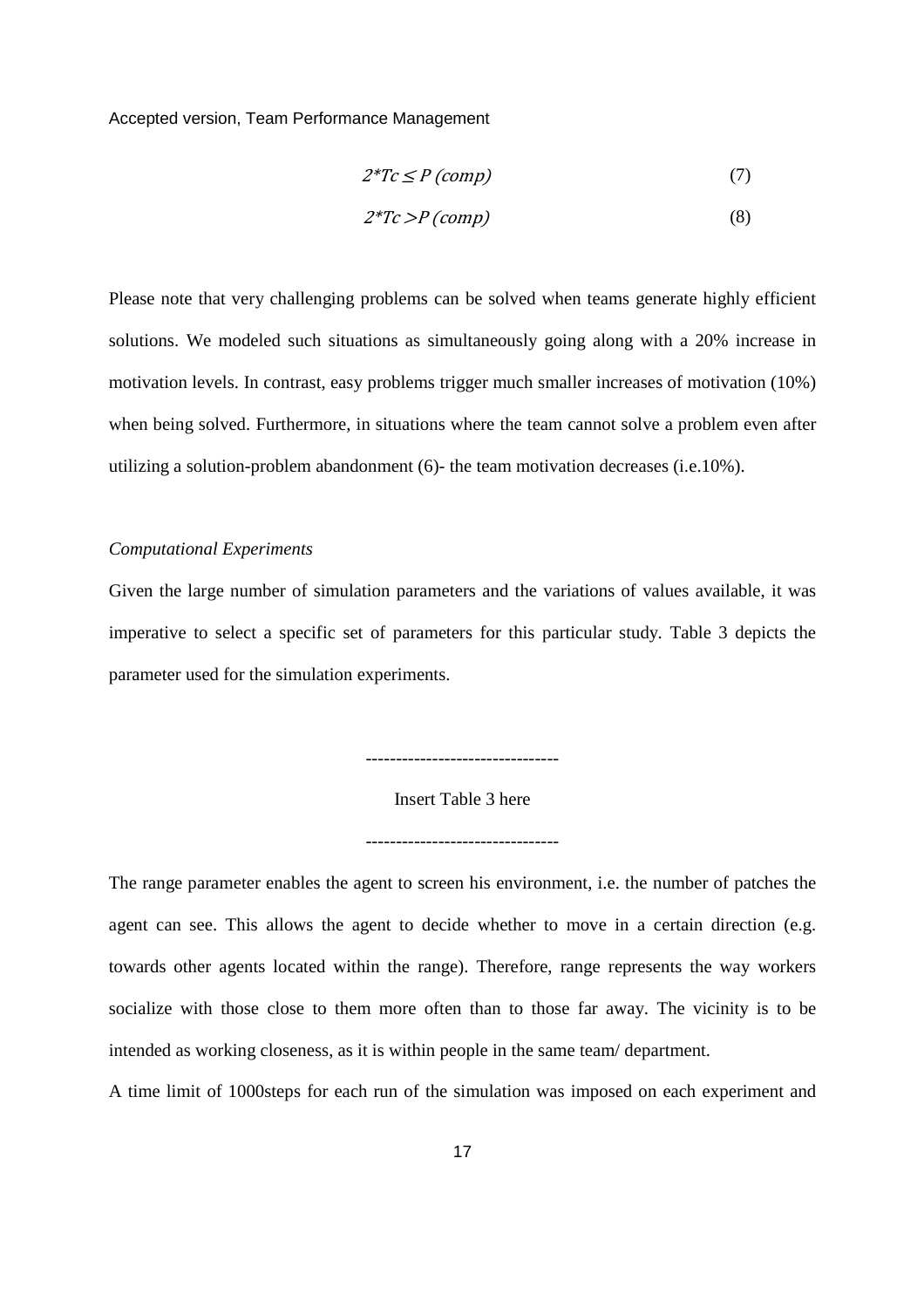$$2*Tc \leq P(comp) \quad (7)$$

$$2*Tc > P(comp) \quad (8)$$

Please note that very challenging problems can be solved when teams generate highly efficient solutions. We modeled such situations as simultaneously going along with a 20% increase in motivation levels. In contrast, easy problems trigger much smaller increases of motivation (10%) when being solved. Furthermore, in situations where the team cannot solve a problem even after utilizing a solution-problem abandonment (6)- the team motivation decreases (i.e.10%).

*Computational Experiments*

Given the large number of simulation parameters and the variations of values available, it was imperative to select a specific set of parameters for this particular study. Table 3 depicts the parameter used for the simulation experiments.

--------------------------------

Insert Table 3 here

--------------------------------

The range parameter enables the agent to screen his environment, i.e. the number of patches the agent can see. This allows the agent to decide whether to move in a certain direction (e.g. towards other agents located within the range). Therefore, range represents the way workers socialize with those close to them more often than to those far away. The vicinity is to be intended as working closeness, as it is within people in the same team/ department.

A time limit of 1000steps for each run of the simulation was imposed on each experiment and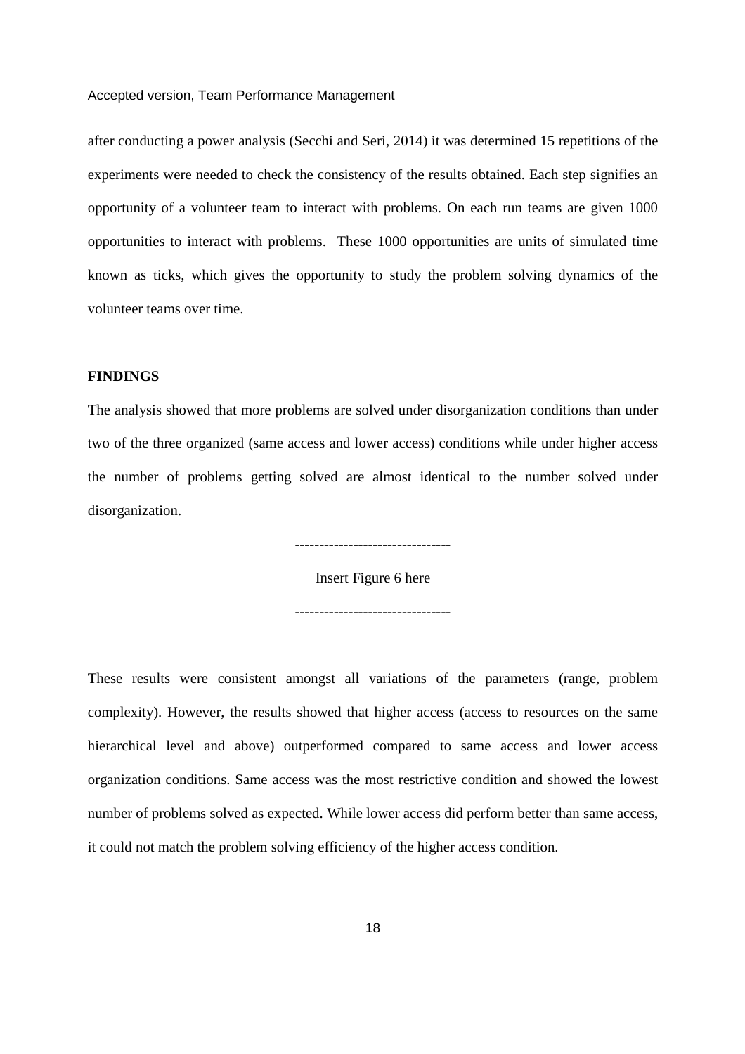after conducting a power analysis (Secchi and Seri, 2014) it was determined 15 repetitions of the experiments were needed to check the consistency of the results obtained. Each step signifies an opportunity of a volunteer team to interact with problems. On each run teams are given 1000 opportunities to interact with problems. These 1000 opportunities are units of simulated time known as ticks, which gives the opportunity to study the problem solving dynamics of the volunteer teams over time.

## FINDINGS

The analysis showed that more problems are solved under disorganization conditions than under two of the three organized (same access and lower access) conditions while under higher access the number of problems getting solved are almost identical to the number solved under disorganization.

--------------------------------

Insert Figure 6 here

--------------------------------

These results were consistent amongst all variations of the parameters (range, problem complexity). However, the results showed that higher access (access to resources on the same hierarchical level and above) outperformed compared to same access and lower access organization conditions. Same access was the most restrictive condition and showed the lowest number of problems solved as expected. While lower access did perform better than same access, it could not match the problem solving efficiency of the higher access condition.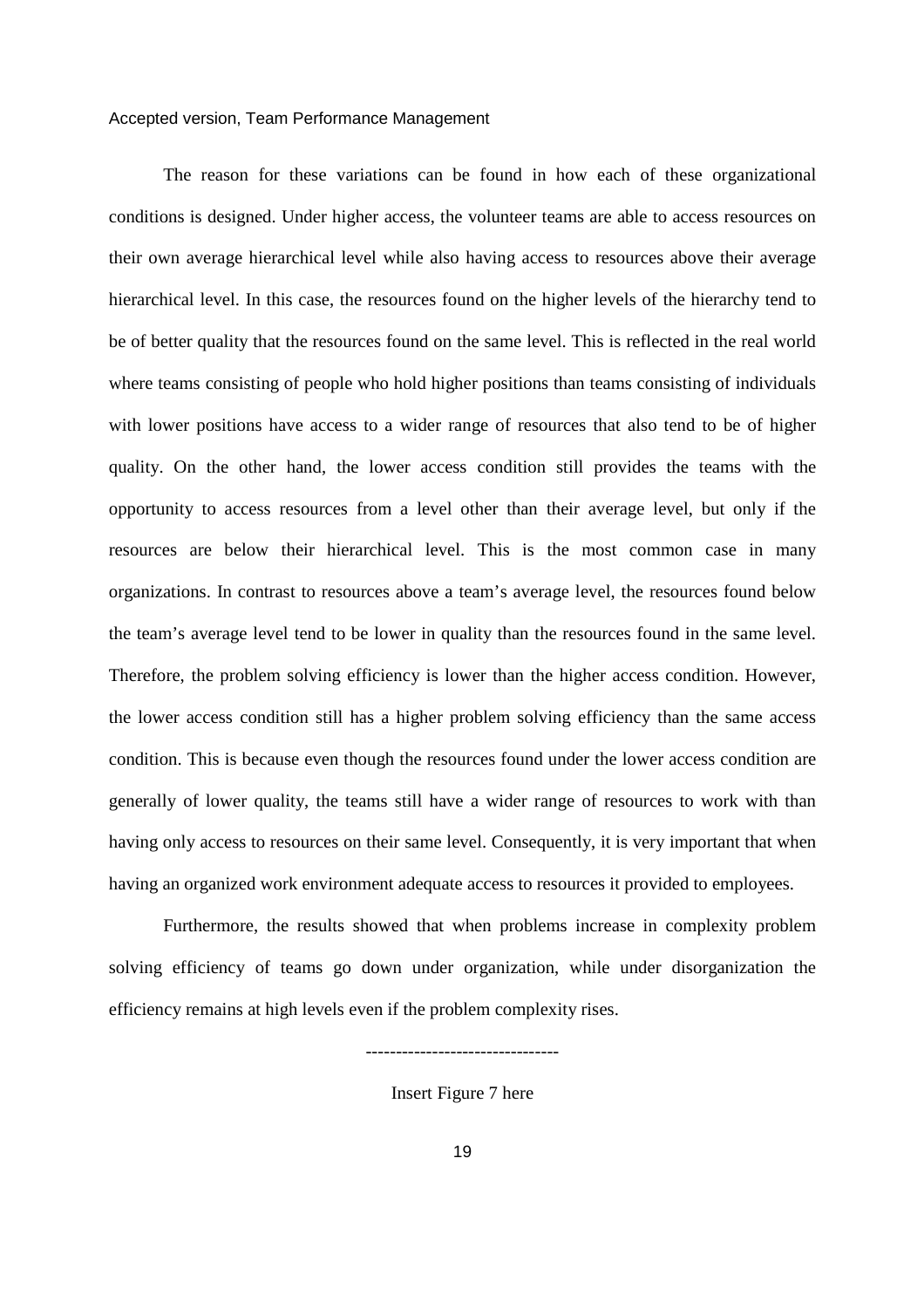The reason for these variations can be found in how each of these organizational conditions is designed. Under higher access, the volunteer teams are able to access resources on their own average hierarchical level while also having access to resources above their average hierarchical level. In this case, the resources found on the higher levels of the hierarchy tend to be of better quality that the resources found on the same level. This is reflected in the real world where teams consisting of people who hold higher positions than teams consisting of individuals with lower positions have access to a wider range of resources that also tend to be of higher quality. On the other hand, the lower access condition still provides the teams with the opportunity to access resources from a level other than their average level, but only if the resources are below their hierarchical level. This is the most common case in many organizations. In contrast to resources above a team's average level, the resources found below the team's average level tend to be lower in quality than the resources found in the same level. Therefore, the problem solving efficiency is lower than the higher access condition. However, the lower access condition still has a higher problem solving efficiency than the same access condition. This is because even though the resources found under the lower access condition are generally of lower quality, the teams still have a wider range of resources to work with than having only access to resources on their same level. Consequently, it is very important that when having an organized work environment adequate access to resources it provided to employees.

Furthermore, the results showed that when problems increase in complexity problem solving efficiency of teams go down under organization, while under disorganization the efficiency remains at high levels even if the problem complexity rises.

--------------------------------

Insert Figure 7 here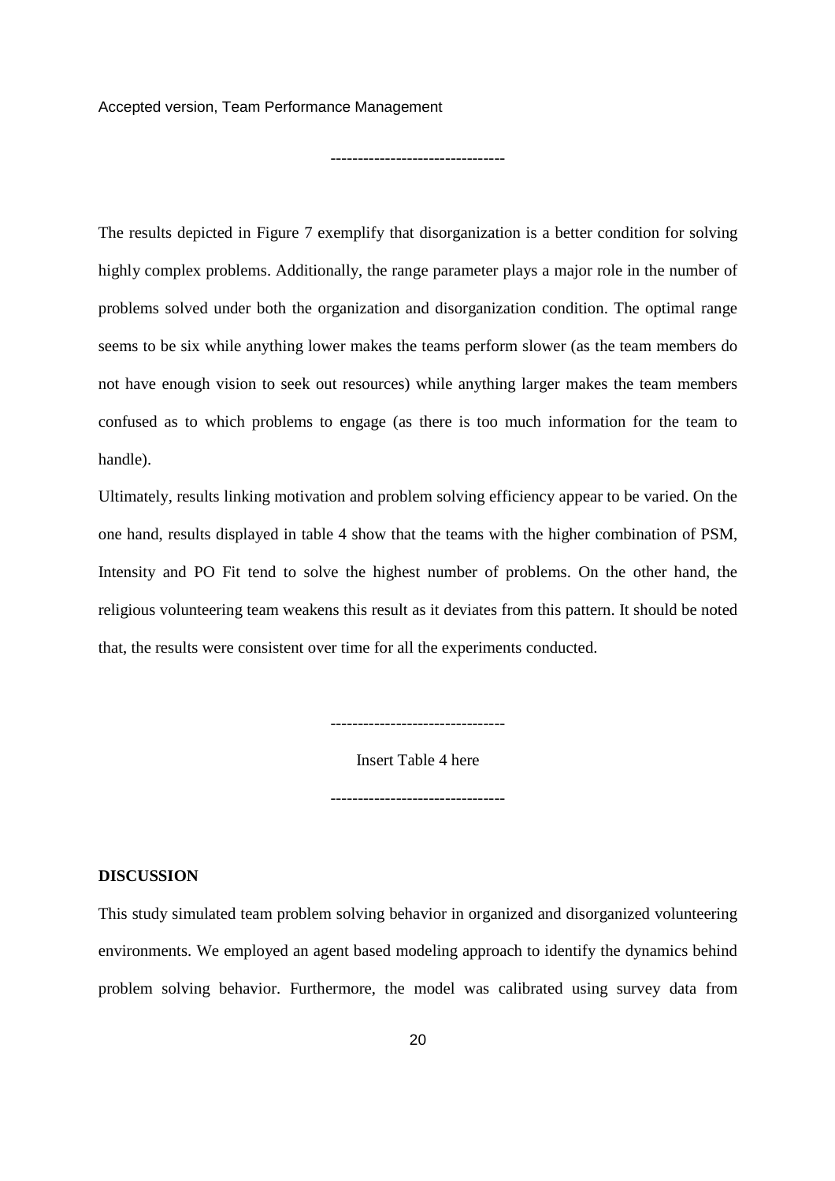--------------------------------

The results depicted in Figure 7 exemplify that disorganization is a better condition for solving highly complex problems. Additionally, the range parameter plays a major role in the number of problems solved under both the organization and disorganization condition. The optimal range seems to be six while anything lower makes the teams perform slower (as the team members do not have enough vision to seek out resources) while anything larger makes the team members confused as to which problems to engage (as there is too much information for the team to handle).

Ultimately, results linking motivation and problem solving efficiency appear to be varied. On the one hand, results displayed in table 4 show that the teams with the higher combination of PSM, Intensity and PO Fit tend to solve the highest number of problems. On the other hand, the religious volunteering team weakens this result as it deviates from this pattern. It should be noted that, the results were consistent over time for all the experiments conducted.

--------------------------------

Insert Table 4 here

--------------------------------

**DISCUSSION**

This study simulated team problem solving behavior in organized and disorganized volunteering environments. We employed an agent based modeling approach to identify the dynamics behind problem solving behavior. Furthermore, the model was calibrated using survey data from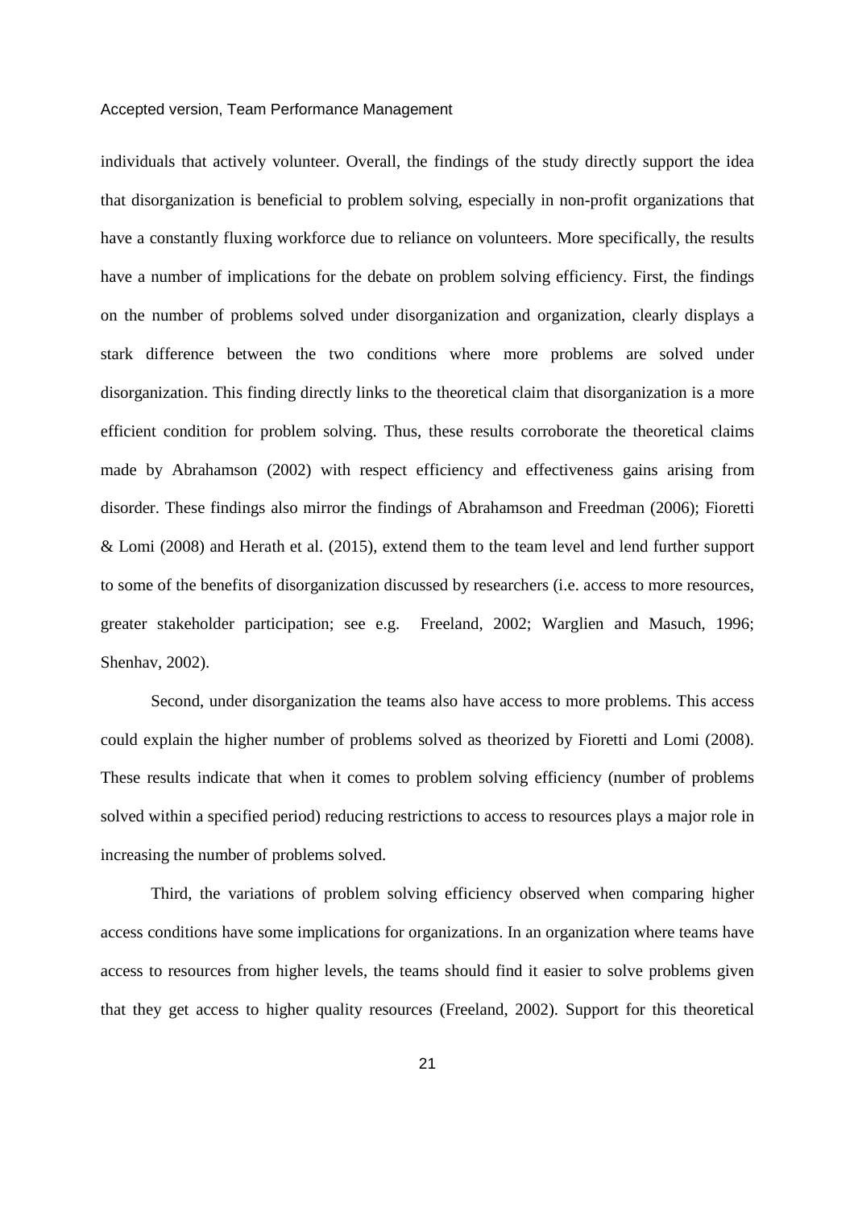individuals that actively volunteer. Overall, the findings of the study directly support the idea that disorganization is beneficial to problem solving, especially in non-profit organizations that have a constantly fluxing workforce due to reliance on volunteers. More specifically, the results have a number of implications for the debate on problem solving efficiency. First, the findings on the number of problems solved under disorganization and organization, clearly displays a stark difference between the two conditions where more problems are solved under disorganization. This finding directly links to the theoretical claim that disorganization is a more efficient condition for problem solving. Thus, these results corroborate the theoretical claims made by Abrahamson (2002) with respect efficiency and effectiveness gains arising from disorder. These findings also mirror the findings of Abrahamson and Freedman (2006); Fioretti & Lomi (2008) and Herath et al. (2015), extend them to the team level and lend further support to some of the benefits of disorganization discussed by researchers (i.e. access to more resources, greater stakeholder participation; see e.g. Freeland, 2002; Warglien and Masuch, 1996; Shenhav, 2002).

Second, under disorganization the teams also have access to more problems. This access could explain the higher number of problems solved as theorized by Fioretti and Lomi (2008). These results indicate that when it comes to problem solving efficiency (number of problems solved within a specified period) reducing restrictions to access to resources plays a major role in increasing the number of problems solved.

Third, the variations of problem solving efficiency observed when comparing higher access conditions have some implications for organizations. In an organization where teams have access to resources from higher levels, the teams should find it easier to solve problems given that they get access to higher quality resources (Freeland, 2002). Support for this theoretical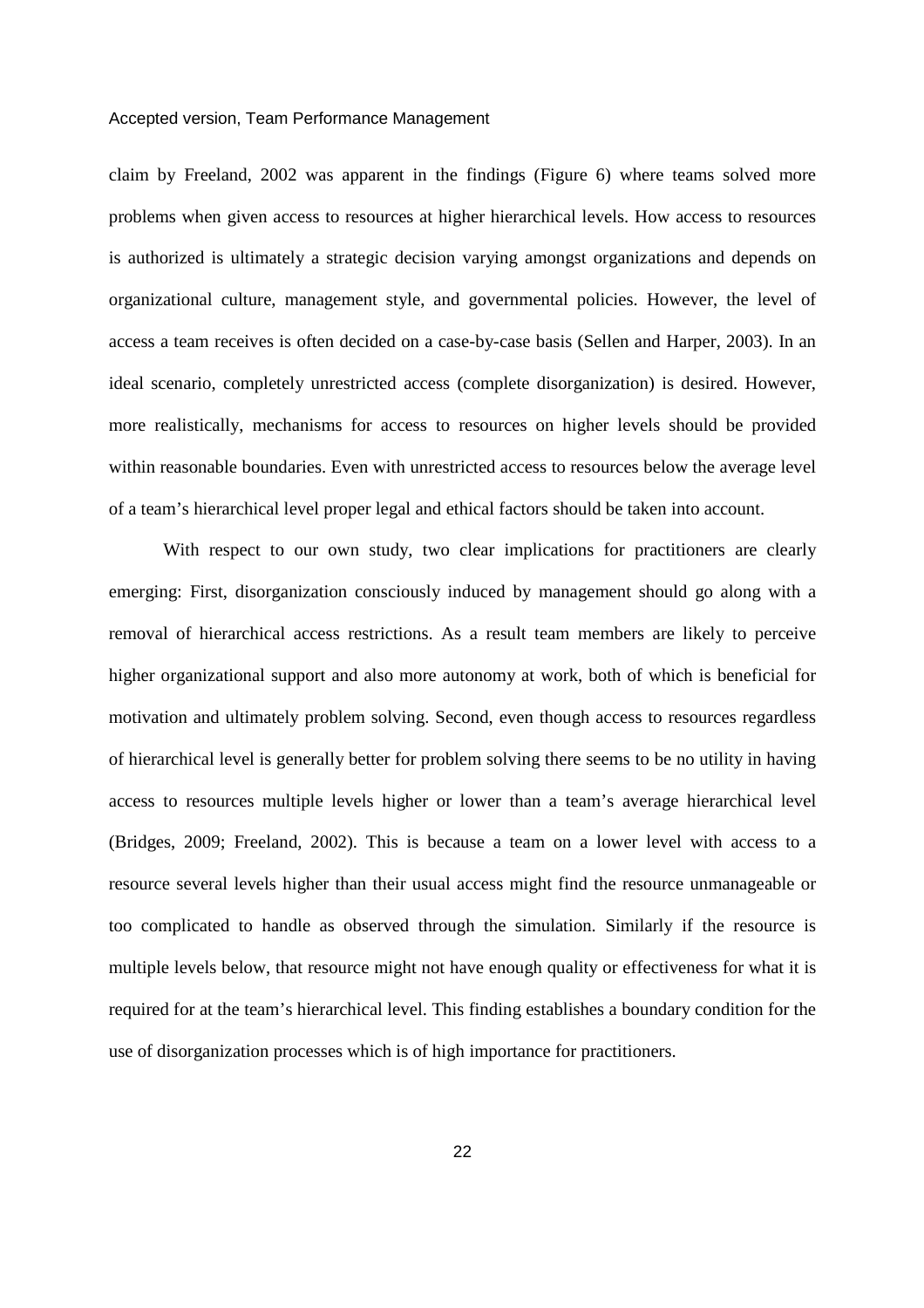claim by Freeland, 2002 was apparent in the findings (Figure 6) where teams solved more problems when given access to resources at higher hierarchical levels. How access to resources is authorized is ultimately a strategic decision varying amongst organizations and depends on organizational culture, management style, and governmental policies. However, the level of access a team receives is often decided on a case-by-case basis (Sellen and Harper, 2003). In an ideal scenario, completely unrestricted access (complete disorganization) is desired. However, more realistically, mechanisms for access to resources on higher levels should be provided within reasonable boundaries. Even with unrestricted access to resources below the average level of a team's hierarchical level proper legal and ethical factors should be taken into account.

With respect to our own study, two clear implications for practitioners are clearly emerging: First, disorganization consciously induced by management should go along with a removal of hierarchical access restrictions. As a result team members are likely to perceive higher organizational support and also more autonomy at work, both of which is beneficial for motivation and ultimately problem solving. Second, even though access to resources regardless of hierarchical level is generally better for problem solving there seems to be no utility in having access to resources multiple levels higher or lower than a team's average hierarchical level (Bridges, 2009; Freeland, 2002). This is because a team on a lower level with access to a resource several levels higher than their usual access might find the resource unmanageable or too complicated to handle as observed through the simulation. Similarly if the resource is multiple levels below, that resource might not have enough quality or effectiveness for what it is required for at the team's hierarchical level. This finding establishes a boundary condition for the use of disorganization processes which is of high importance for practitioners.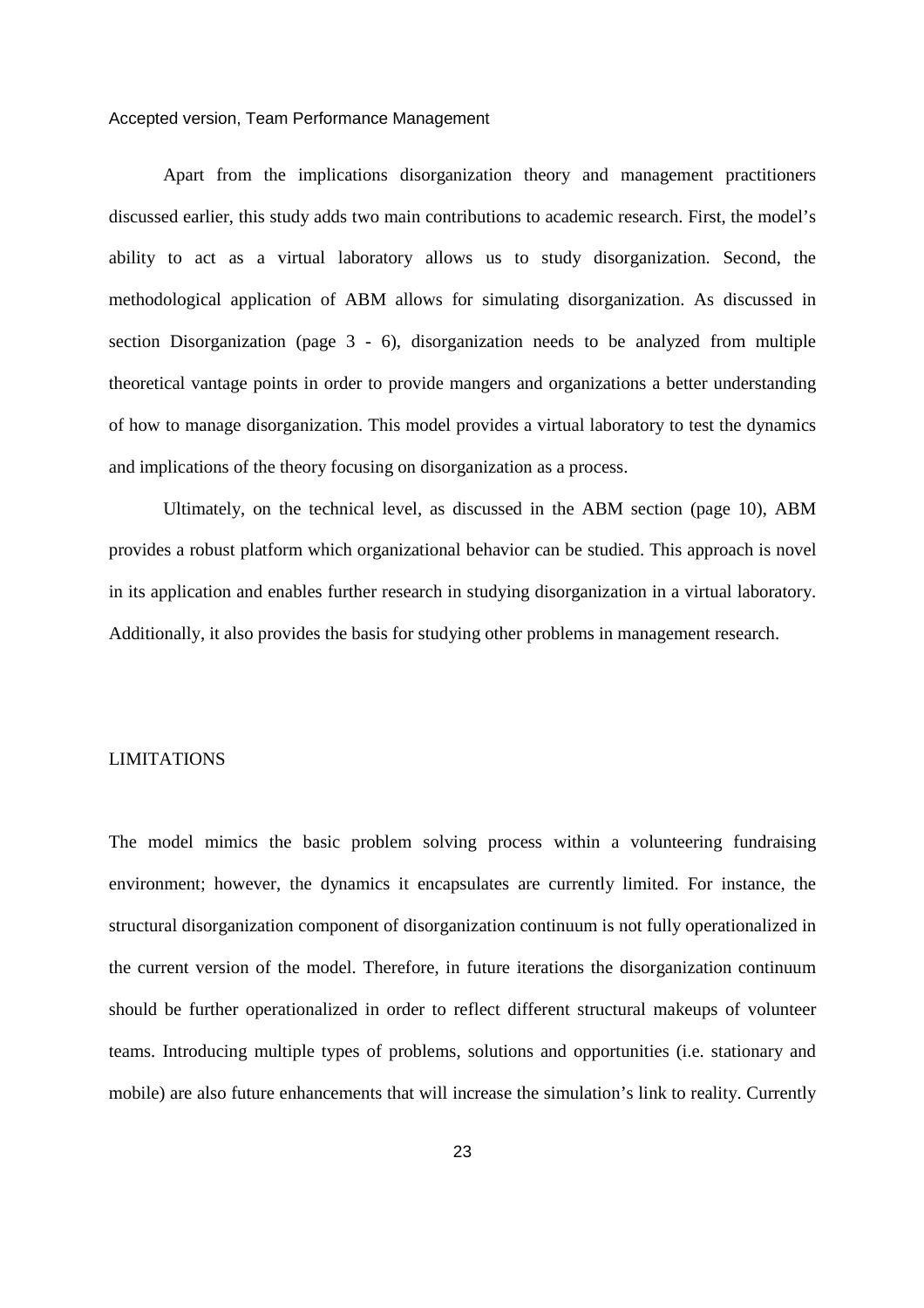Apart from the implications disorganization theory and management practitioners discussed earlier, this study adds two main contributions to academic research. First, the model's ability to act as a virtual laboratory allows us to study disorganization. Second, the methodological application of ABM allows for simulating disorganization. As discussed in section Disorganization (page 3 - 6), disorganization needs to be analyzed from multiple theoretical vantage points in order to provide mangers and organizations a better understanding of how to manage disorganization. This model provides a virtual laboratory to test the dynamics and implications of the theory focusing on disorganization as a process.

Ultimately, on the technical level, as discussed in the ABM section (page 10), ABM provides a robust platform which organizational behavior can be studied. This approach is novel in its application and enables further research in studying disorganization in a virtual laboratory. Additionally, it also provides the basis for studying other problems in management research.

## LIMITATIONS

The model mimics the basic problem solving process within a volunteering fundraising environment; however, the dynamics it encapsulates are currently limited. For instance, the structural disorganization component of disorganization continuum is not fully operationalized in the current version of the model. Therefore, in future iterations the disorganization continuum should be further operationalized in order to reflect different structural makeups of volunteer teams. Introducing multiple types of problems, solutions and opportunities (i.e. stationary and mobile) are also future enhancements that will increase the simulation's link to reality. Currently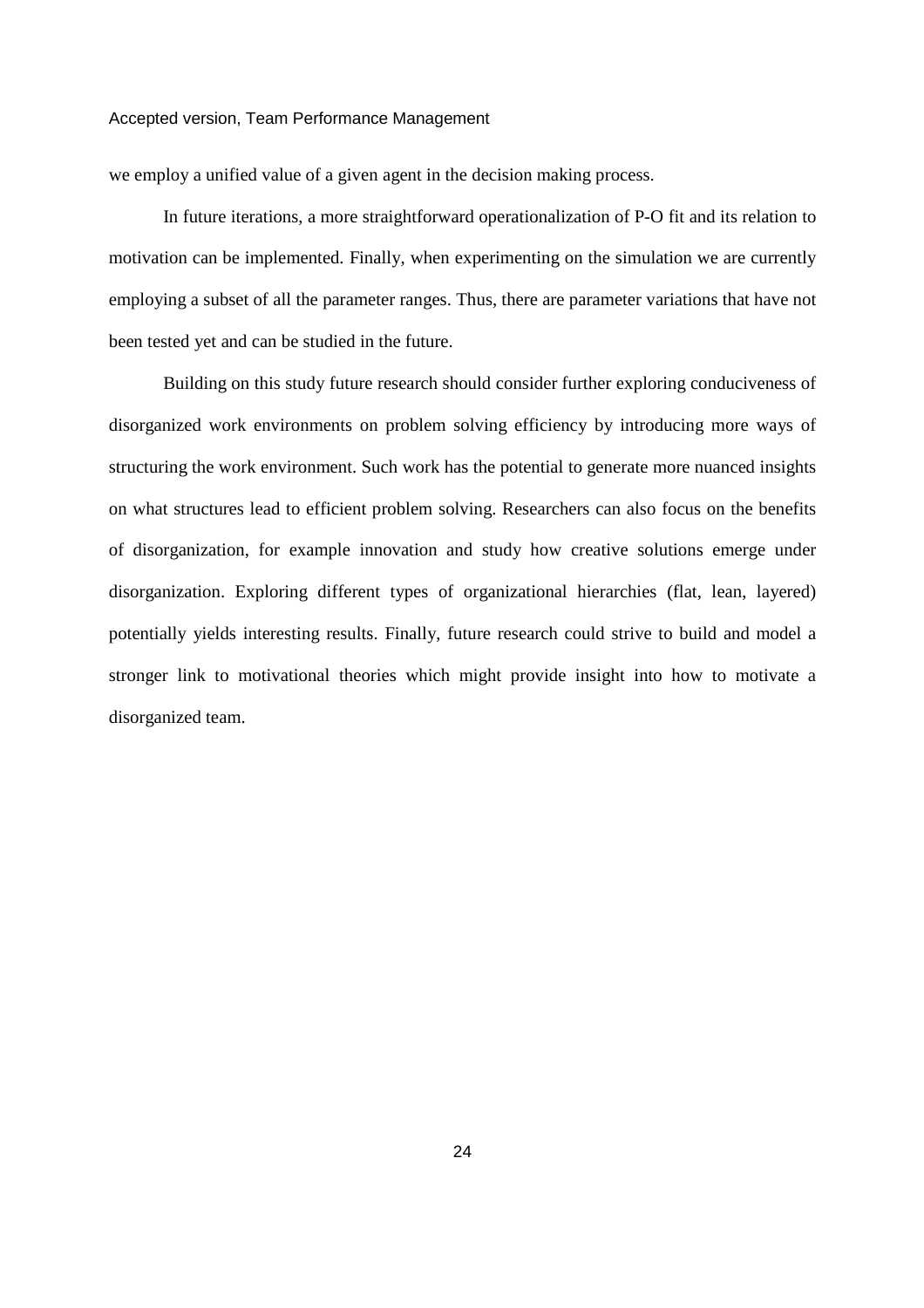we employ a unified value of a given agent in the decision making process.

In future iterations, a more straightforward operationalization of P-O fit and its relation to motivation can be implemented. Finally, when experimenting on the simulation we are currently employing a subset of all the parameter ranges. Thus, there are parameter variations that have not been tested yet and can be studied in the future.

Building on this study future research should consider further exploring conduciveness of disorganized work environments on problem solving efficiency by introducing more ways of structuring the work environment. Such work has the potential to generate more nuanced insights on what structures lead to efficient problem solving. Researchers can also focus on the benefits of disorganization, for example innovation and study how creative solutions emerge under disorganization. Exploring different types of organizational hierarchies (flat, lean, layered) potentially yields interesting results. Finally, future research could strive to build and model a stronger link to motivational theories which might provide insight into how to motivate a disorganized team.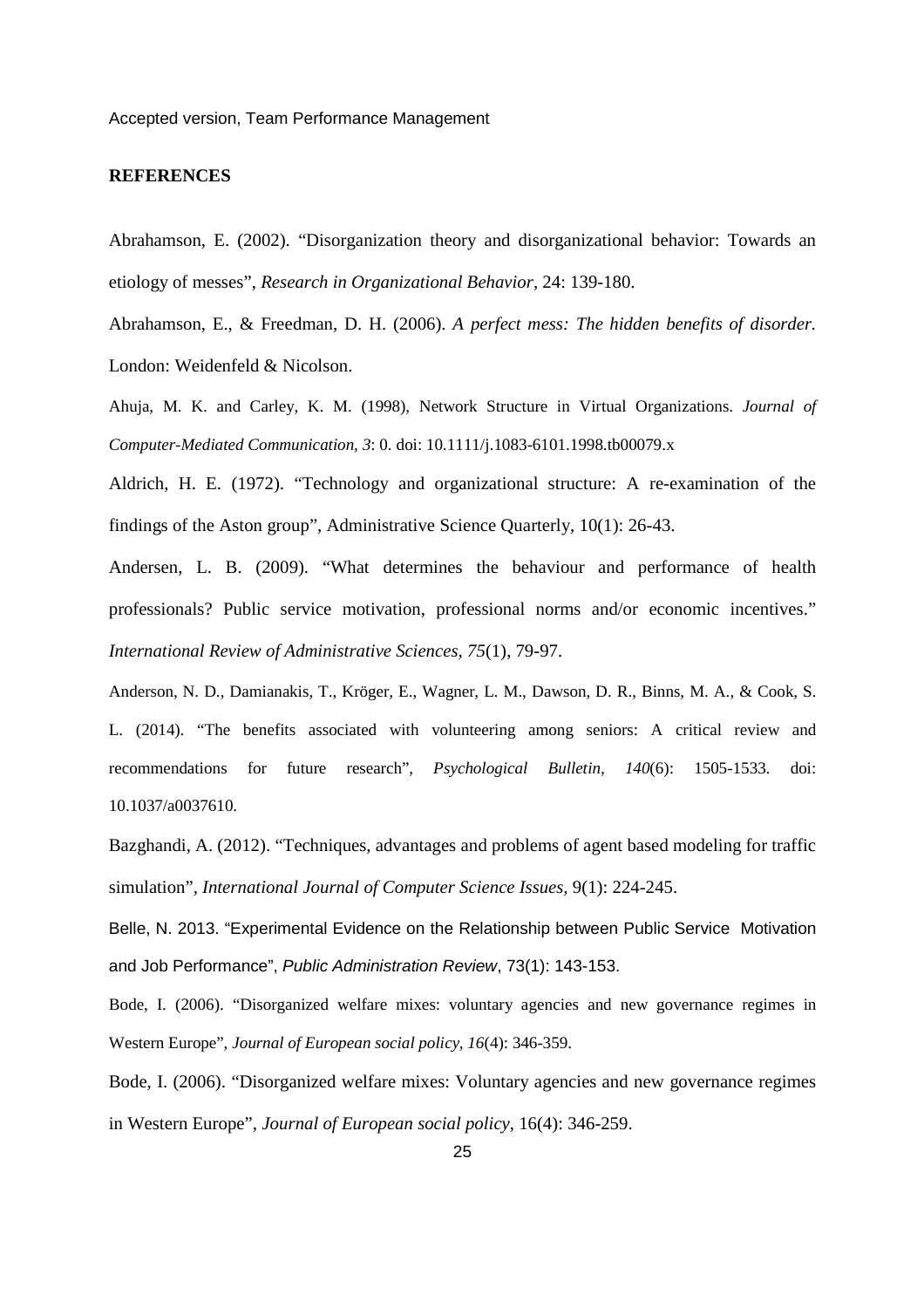**REFERENCES**

Abrahamson, E. (2002). “Disorganization theory and disorganizational behavior: Towards an etiology of messes”, *Research in Organizational Behavior*, 24: 139-180.

Abrahamson, E., & Freedman, D. H. (2006). *A perfect mess: The hidden benefits of disorder.* London: Weidenfeld & Nicolson.

Ahuja, M. K. and Carley, K. M. (1998), Network Structure in Virtual Organizations. *Journal of Computer-Mediated Communication, 3*: 0. doi: 10.1111/j.1083-6101.1998.tb00079.x

Aldrich, H. E. (1972). “Technology and organizational structure: A re-examination of the findings of the Aston group”, Administrative Science Quarterly, 10(1): 26-43.

Andersen, L. B. (2009). “What determines the behaviour and performance of health professionals? Public service motivation, professional norms and/or economic incentives.” *International Review of Administrative Sciences, 75*(1), 79-97.

Anderson, N. D., Damianakis, T., Kröger, E., Wagner, L. M., Dawson, D. R., Binns, M. A., & Cook, S. L. (2014). “The benefits associated with volunteering among seniors: A critical review and recommendations for future research”, *Psychological Bulletin, 140*(6): 1505-1533. doi: 10.1037/a0037610.

Bazghandi, A. (2012). “Techniques, advantages and problems of agent based modeling for traffic simulation”, *International Journal of Computer Science Issues,* 9(1): 224-245.

Belle, N. 2013. “Experimental Evidence on the Relationship between Public Service Motivation and Job Performance”, *Public Administration Review*, 73(1): 143-153.

Bode, I. (2006). “Disorganized welfare mixes: voluntary agencies and new governance regimes in Western Europe”, *Journal of European social policy, 16*(4): 346-359.

Bode, I. (2006). “Disorganized welfare mixes: Voluntary agencies and new governance regimes in Western Europe”, *Journal of European social policy*, 16(4): 346-259.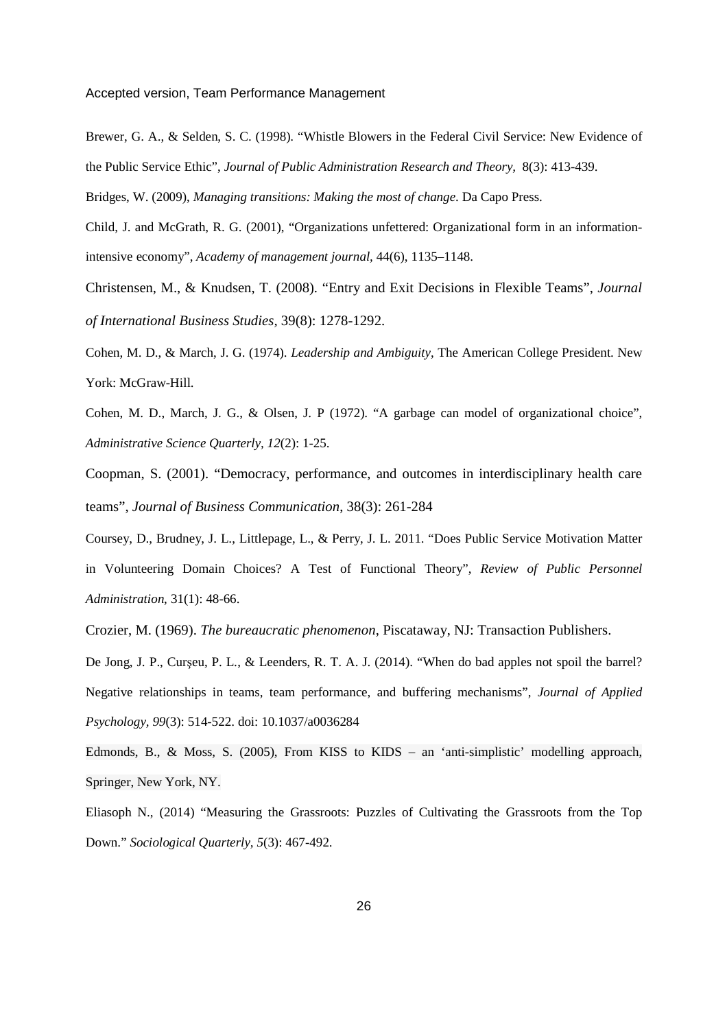Brewer, G. A., & Selden, S. C. (1998). “Whistle Blowers in the Federal Civil Service: New Evidence of the Public Service Ethic”, *Journal of Public Administration Research and Theory,* 8(3): 413-439.

Bridges, W. (2009), *Managing transitions: Making the most of change*. Da Capo Press.

Child, J. and McGrath, R. G. (2001), “Organizations unfettered: Organizational form in an information-intensive economy”, *Academy of management journal,* 44(6), 1135–1148.

Christensen, M., & Knudsen, T. (2008). “Entry and Exit Decisions in Flexible Teams”, *Journal of International Business Studies*, 39(8): 1278-1292.

Cohen, M. D., & March, J. G. (1974). *Leadership and Ambiguity*, The American College President. New York: McGraw-Hill.

Cohen, M. D., March, J. G., & Olsen, J. P (1972). “A garbage can model of organizational choice”, *Administrative Science Quarterly, 12*(2): 1-25.

Coopman, S. (2001). “Democracy, performance, and outcomes in interdisciplinary health care teams”, *Journal of Business Communication*, 38(3): 261-284

Coursey, D., Brudney, J. L., Littlepage, L., & Perry, J. L. 2011. “Does Public Service Motivation Matter in Volunteering Domain Choices? A Test of Functional Theory”, *Review of Public Personnel Administration*, 31(1): 48-66.

Crozier, M. (1969). *The bureaucratic phenomenon*, Piscataway, NJ: Transaction Publishers.

De Jong, J. P., Curşeu, P. L., & Leenders, R. T. A. J. (2014). “When do bad apples not spoil the barrel? Negative relationships in teams, team performance, and buffering mechanisms”, *Journal of Applied Psychology, 99*(3): 514-522. doi: 10.1037/a0036284

Edmonds, B., & Moss, S. (2005), From KISS to KIDS – an ‘anti-simplistic’ modelling approach, Springer, New York, NY.

Eliasoph N., (2014) “Measuring the Grassroots: Puzzles of Cultivating the Grassroots from the Top Down.” *Sociological Quarterly, 5*(3): 467-492.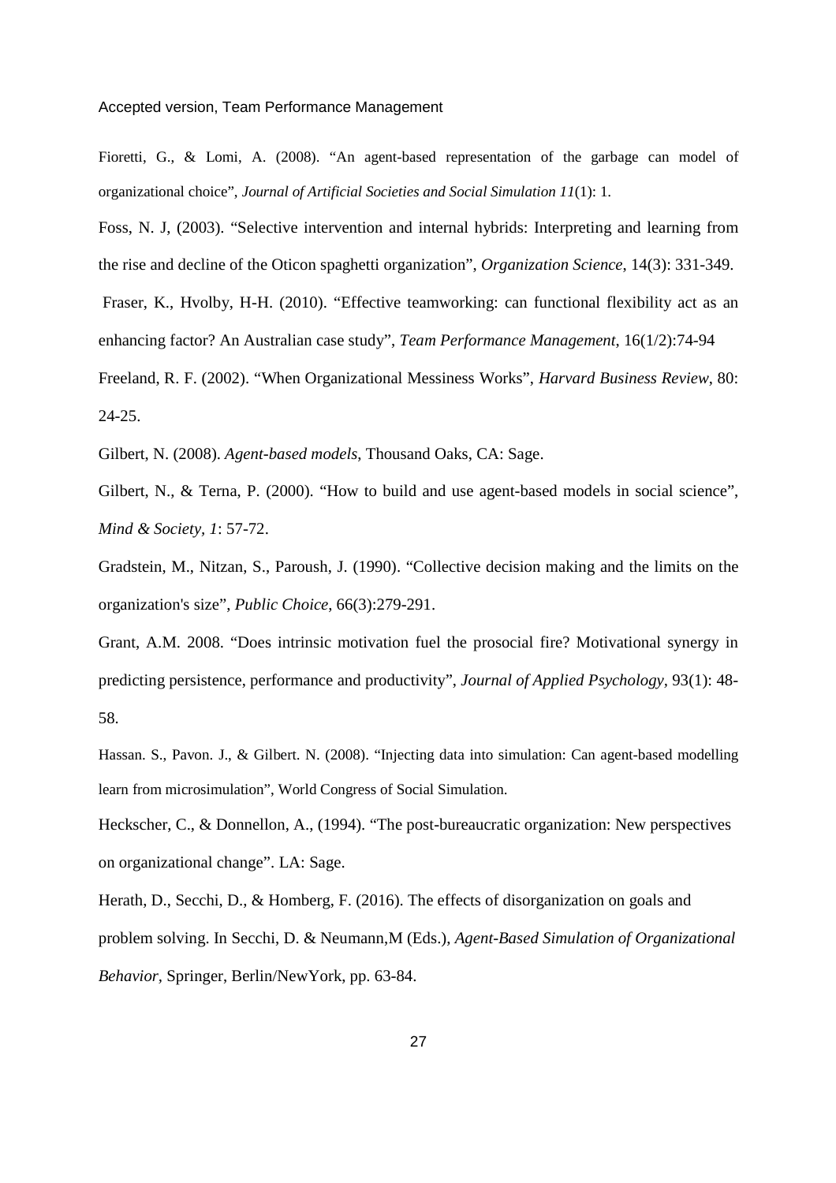Fioretti, G., & Lomi, A. (2008). "An agent-based representation of the garbage can model of organizational choice", *Journal of Artificial Societies and Social Simulation 11*(1): 1.

Foss, N. J, (2003). "Selective intervention and internal hybrids: Interpreting and learning from the rise and decline of the Oticon spaghetti organization", *Organization Science*, 14(3): 331-349.

Fraser, K., Hvolby, H-H. (2010). "Effective teamworking: can functional flexibility act as an enhancing factor? An Australian case study", *Team Performance Management*, 16(1/2):74-94

Freeland, R. F. (2002). "When Organizational Messiness Works", *Harvard Business Review*, 80: 24-25.

Gilbert, N. (2008). *Agent-based models*, Thousand Oaks, CA: Sage.

Gilbert, N., & Terna, P. (2000). "How to build and use agent-based models in social science", *Mind & Society, 1*: 57-72.

Gradstein, M., Nitzan, S., Paroush, J. (1990). "Collective decision making and the limits on the organization's size", *Public Choice*, 66(3):279-291.

Grant, A.M. 2008. "Does intrinsic motivation fuel the prosocial fire? Motivational synergy in predicting persistence, performance and productivity", *Journal of Applied Psychology*, 93(1): 48-58.

Hassan. S., Pavon. J., & Gilbert. N. (2008). "Injecting data into simulation: Can agent-based modelling learn from microsimulation", World Congress of Social Simulation.

Heckscher, C., & Donnellon, A., (1994). "The post-bureaucratic organization: New perspectives on organizational change". LA: Sage.

Herath, D., Secchi, D., & Homberg, F. (2016). The effects of disorganization on goals and problem solving. In Secchi, D. & Neumann,M (Eds.), *Agent-Based Simulation of Organizational Behavior*, Springer, Berlin/NewYork, pp. 63-84.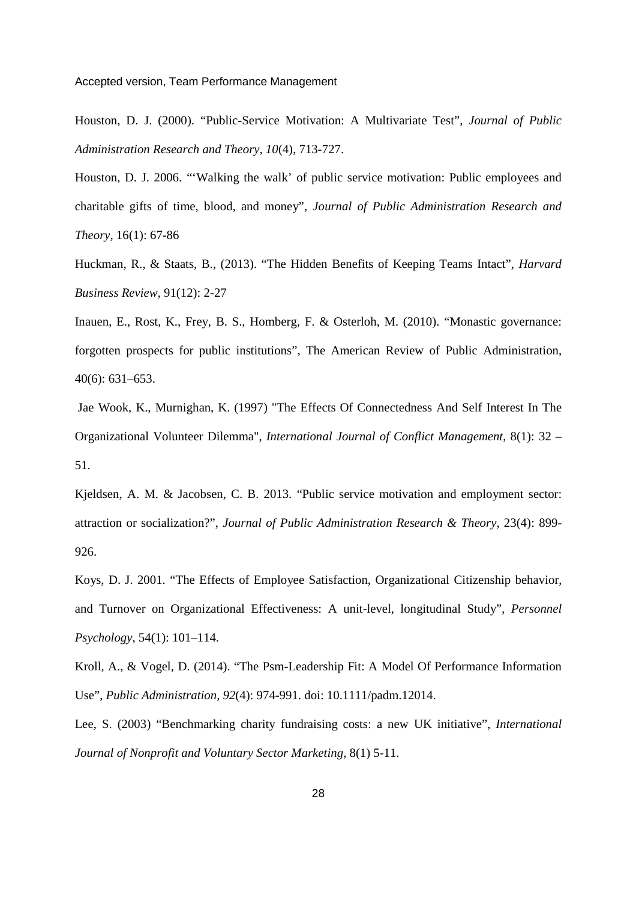Houston, D. J. (2000). "Public-Service Motivation: A Multivariate Test", *Journal of Public Administration Research and Theory*, *10*(4), 713-727.

Houston, D. J. 2006. "'Walking the walk' of public service motivation: Public employees and charitable gifts of time, blood, and money", *Journal of Public Administration Research and Theory*, 16(1): 67-86

Huckman, R., & Staats, B., (2013). "The Hidden Benefits of Keeping Teams Intact", *Harvard Business Review*, 91(12): 2-27

Inauen, E., Rost, K., Frey, B. S., Homberg, F. & Osterloh, M. (2010). "Monastic governance: forgotten prospects for public institutions", The American Review of Public Administration, 40(6): 631–653.

Jae Wook, K., Murnighan, K. (1997) "The Effects Of Connectedness And Self Interest In The Organizational Volunteer Dilemma", *International Journal of Conflict Management*, 8(1): 32 – 51.

Kjeldsen, A. M. & Jacobsen, C. B. 2013. "Public service motivation and employment sector: attraction or socialization?", *Journal of Public Administration Research & Theory*, 23(4): 899-926.

Koys, D. J. 2001. "The Effects of Employee Satisfaction, Organizational Citizenship behavior, and Turnover on Organizational Effectiveness: A unit-level, longitudinal Study", *Personnel Psychology*, 54(1): 101–114.

Kroll, A., & Vogel, D. (2014). "The Psm-Leadership Fit: A Model Of Performance Information Use", *Public Administration*, *92*(4): 974-991. doi: 10.1111/padm.12014.

Lee, S. (2003) "Benchmarking charity fundraising costs: a new UK initiative", *International Journal of Nonprofit and Voluntary Sector Marketing*, 8(1) 5-11.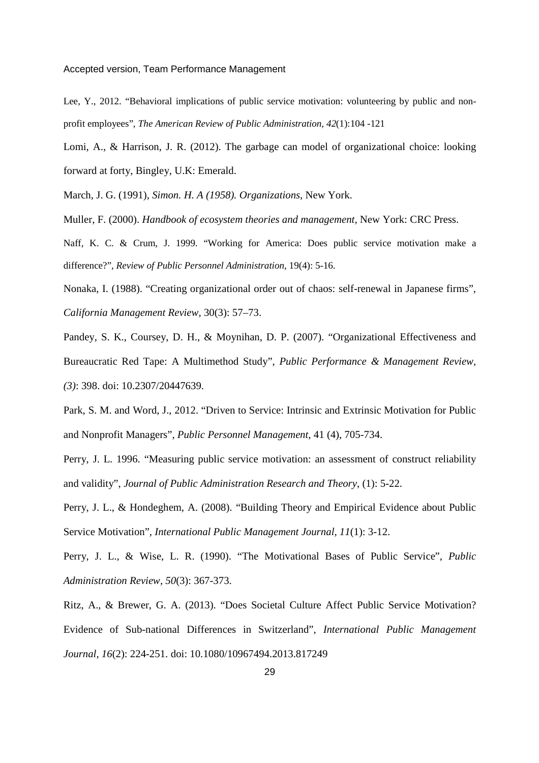Lee, Y., 2012. "Behavioral implications of public service motivation: volunteering by public and non-profit employees", *The American Review of Public Administration, 42*(1):104 -121

Lomi, A., & Harrison, J. R. (2012). The garbage can model of organizational choice: looking forward at forty, Bingley, U.K: Emerald.

March, J. G. (1991), *Simon. H. A (1958). Organizations*, New York.

Muller, F. (2000). *Handbook of ecosystem theories and management*, New York: CRC Press.

Naff, K. C. & Crum, J. 1999. "Working for America: Does public service motivation make a difference?", *Review of Public Personnel Administration*, 19(4): 5-16.

Nonaka, I. (1988). "Creating organizational order out of chaos: self-renewal in Japanese firms", *California Management Review*, 30(3): 57–73.

Pandey, S. K., Coursey, D. H., & Moynihan, D. P. (2007). "Organizational Effectiveness and Bureaucratic Red Tape: A Multimethod Study", *Public Performance & Management Review, (3)*: 398. doi: 10.2307/20447639.

Park, S. M. and Word, J., 2012. "Driven to Service: Intrinsic and Extrinsic Motivation for Public and Nonprofit Managers", *Public Personnel Management*, 41 (4), 705-734.

Perry, J. L. 1996. "Measuring public service motivation: an assessment of construct reliability and validity", *Journal of Public Administration Research and Theory*, (1): 5-22.

Perry, J. L., & Hondeghem, A. (2008). "Building Theory and Empirical Evidence about Public Service Motivation", *International Public Management Journal*, *11*(1): 3-12.

Perry, J. L., & Wise, L. R. (1990). "The Motivational Bases of Public Service", *Public Administration Review, 50*(3): 367-373.

Ritz, A., & Brewer, G. A. (2013). "Does Societal Culture Affect Public Service Motivation? Evidence of Sub-national Differences in Switzerland", *International Public Management Journal, 16*(2): 224-251. doi: 10.1080/10967494.2013.817249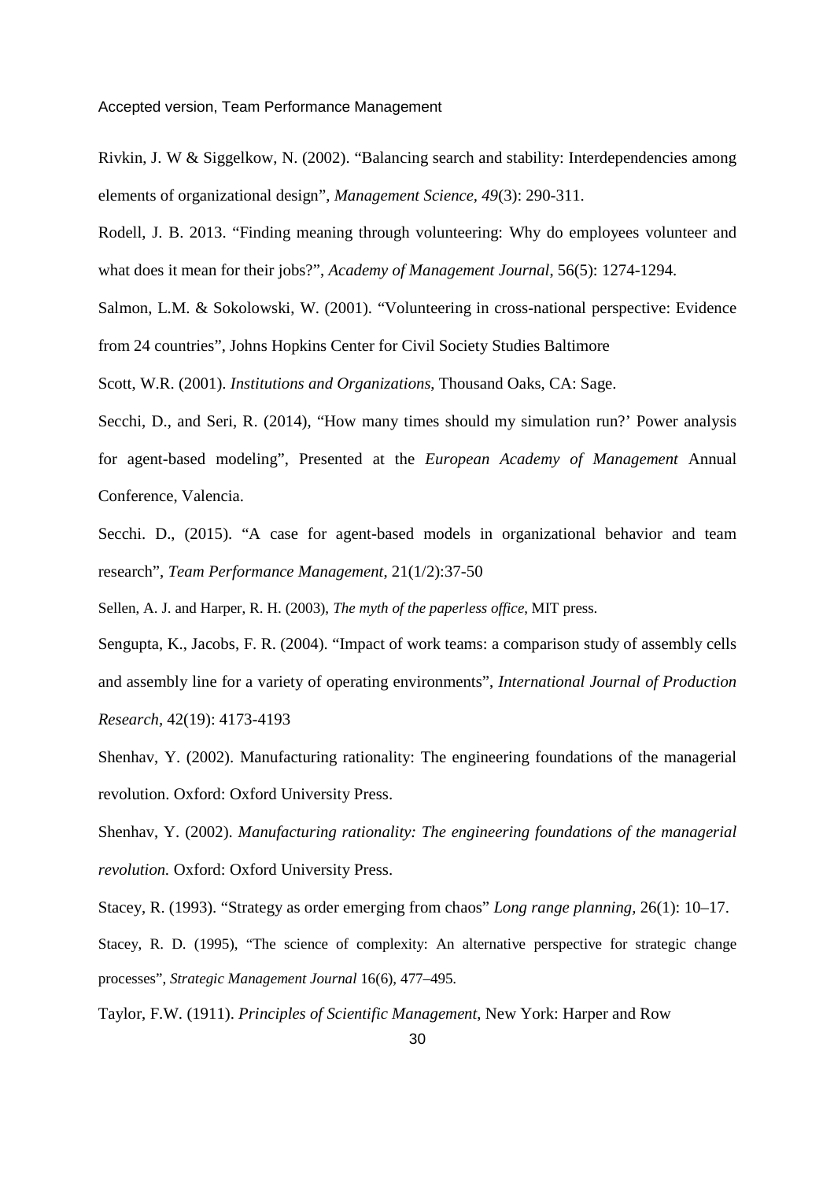Rivkin, J. W & Siggelkow, N. (2002). "Balancing search and stability: Interdependencies among elements of organizational design", *Management Science*, *49*(3): 290-311.

Rodell, J. B. 2013. "Finding meaning through volunteering: Why do employees volunteer and what does it mean for their jobs?", *Academy of Management Journal*, 56(5): 1274-1294.

Salmon, L.M. & Sokolowski, W. (2001). "Volunteering in cross-national perspective: Evidence from 24 countries", Johns Hopkins Center for Civil Society Studies Baltimore

Scott, W.R. (2001). *Institutions and Organizations*, Thousand Oaks, CA: Sage.

Secchi, D., and Seri, R. (2014), "How many times should my simulation run?' Power analysis for agent-based modeling", Presented at the *European Academy of Management* Annual Conference, Valencia.

Secchi. D., (2015). "A case for agent-based models in organizational behavior and team research", *Team Performance Management*, 21(1/2):37-50

Sellen, A. J. and Harper, R. H. (2003), *The myth of the paperless office*, MIT press.

Sengupta, K., Jacobs, F. R. (2004). "Impact of work teams: a comparison study of assembly cells and assembly line for a variety of operating environments", *International Journal of Production Research*, 42(19): 4173-4193

Shenhav, Y. (2002). Manufacturing rationality: The engineering foundations of the managerial revolution. Oxford: Oxford University Press.

Shenhav, Y. (2002). *Manufacturing rationality: The engineering foundations of the managerial revolution.* Oxford: Oxford University Press.

Stacey, R. (1993). "Strategy as order emerging from chaos" *Long range planning*, 26(1): 10–17.

Stacey, R. D. (1995), "The science of complexity: An alternative perspective for strategic change processes", *Strategic Management Journal* 16(6), 477–495.

Taylor, F.W. (1911). *Principles of Scientific Management*, New York: Harper and Row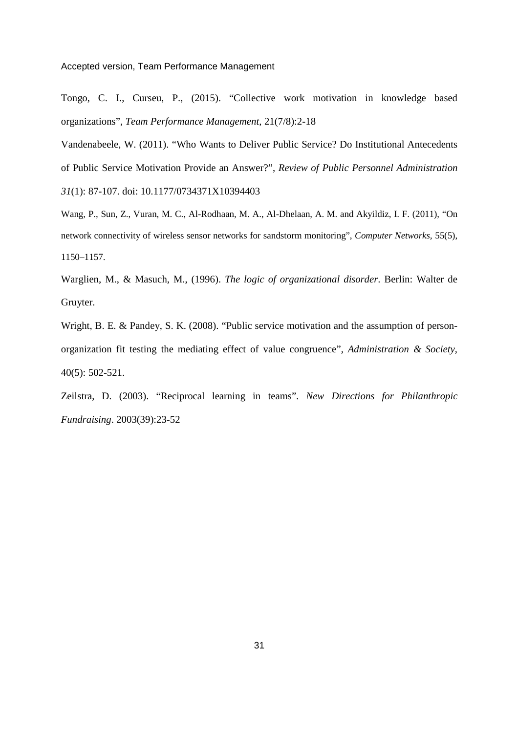Tongo, C. I., Curseu, P., (2015). "Collective work motivation in knowledge based organizations", *Team Performance Management*, 21(7/8):2-18

Vandenabeele, W. (2011). "Who Wants to Deliver Public Service? Do Institutional Antecedents of Public Service Motivation Provide an Answer?", *Review of Public Personnel Administration 31*(1): 87-107. doi: 10.1177/0734371X10394403

Wang, P., Sun, Z., Vuran, M. C., Al-Rodhaan, M. A., Al-Dhelaan, A. M. and Akyildiz, I. F. (2011), "On network connectivity of wireless sensor networks for sandstorm monitoring", *Computer Networks*, 55(5), 1150–1157.

Warglien, M., & Masuch, M., (1996). *The logic of organizational disorder*. Berlin: Walter de Gruyter.

Wright, B. E. & Pandey, S. K. (2008). "Public service motivation and the assumption of person-organization fit testing the mediating effect of value congruence", *Administration & Society*, 40(5): 502-521.

Zeilstra, D. (2003). "Reciprocal learning in teams". *New Directions for Philanthropic Fundraising*. 2003(39):23-52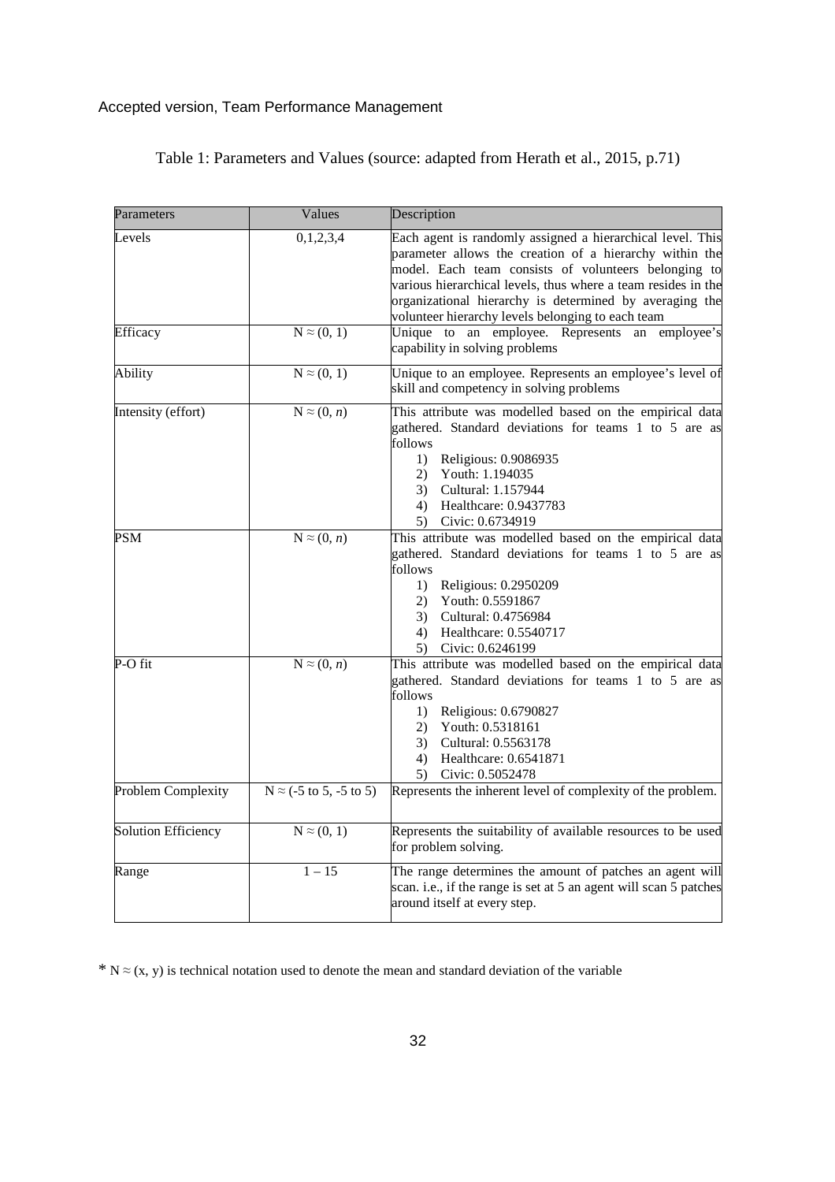Table 1: Parameters and Values (source: adapted from Herath et al., 2015, p.71)

| Parameters | Values | Description |
|---|---|---|
| Levels | 0,1,2,3,4 | Each agent is randomly assigned a hierarchical level. This parameter allows the creation of a hierarchy within the model. Each team consists of volunteers belonging to various hierarchical levels, thus where a team resides in the organizational hierarchy is determined by averaging the volunteer hierarchy levels belonging to each team |
| Efficacy | $N \approx (0, 1)$ | Unique to an employee. Represents an employee's capability in solving problems |
| Ability | $N \approx (0, 1)$ | Unique to an employee. Represents an employee's level of skill and competency in solving problems |
| Intensity (effort) | $N \approx (0, n)$ | This attribute was modelled based on the empirical data gathered. Standard deviations for teams 1 to 5 are as follows<br>1) Religious: 0.9086935<br>2) Youth: 1.194035<br>3) Cultural: 1.157944<br>4) Healthcare: 0.9437783<br>5) Civic: 0.6734919 |
| PSM | $N \approx (0, n)$ | This attribute was modelled based on the empirical data gathered. Standard deviations for teams 1 to 5 are as follows<br>1) Religious: 0.2950209<br>2) Youth: 0.5591867<br>3) Cultural: 0.4756984<br>4) Healthcare: 0.5540717<br>5) Civic: 0.6246199 |
| P-O fit | $N \approx (0, n)$ | This attribute was modelled based on the empirical data gathered. Standard deviations for teams 1 to 5 are as follows<br>1) Religious: 0.6790827<br>2) Youth: 0.5318161<br>3) Cultural: 0.5563178<br>4) Healthcare: 0.6541871<br>5) Civic: 0.5052478 |
| Problem Complexity | $N \approx$ (-5 to 5, -5 to 5) | Represents the inherent level of complexity of the problem. |
| Solution Efficiency | $N \approx (0, 1)$ | Represents the suitability of available resources to be used for problem solving. |
| Range | 1 – 15 | The range determines the amount of patches an agent will scan. i.e., if the range is set at 5 an agent will scan 5 patches around itself at every step. |

* $N \approx (x, y)$ is technical notation used to denote the mean and standard deviation of the variable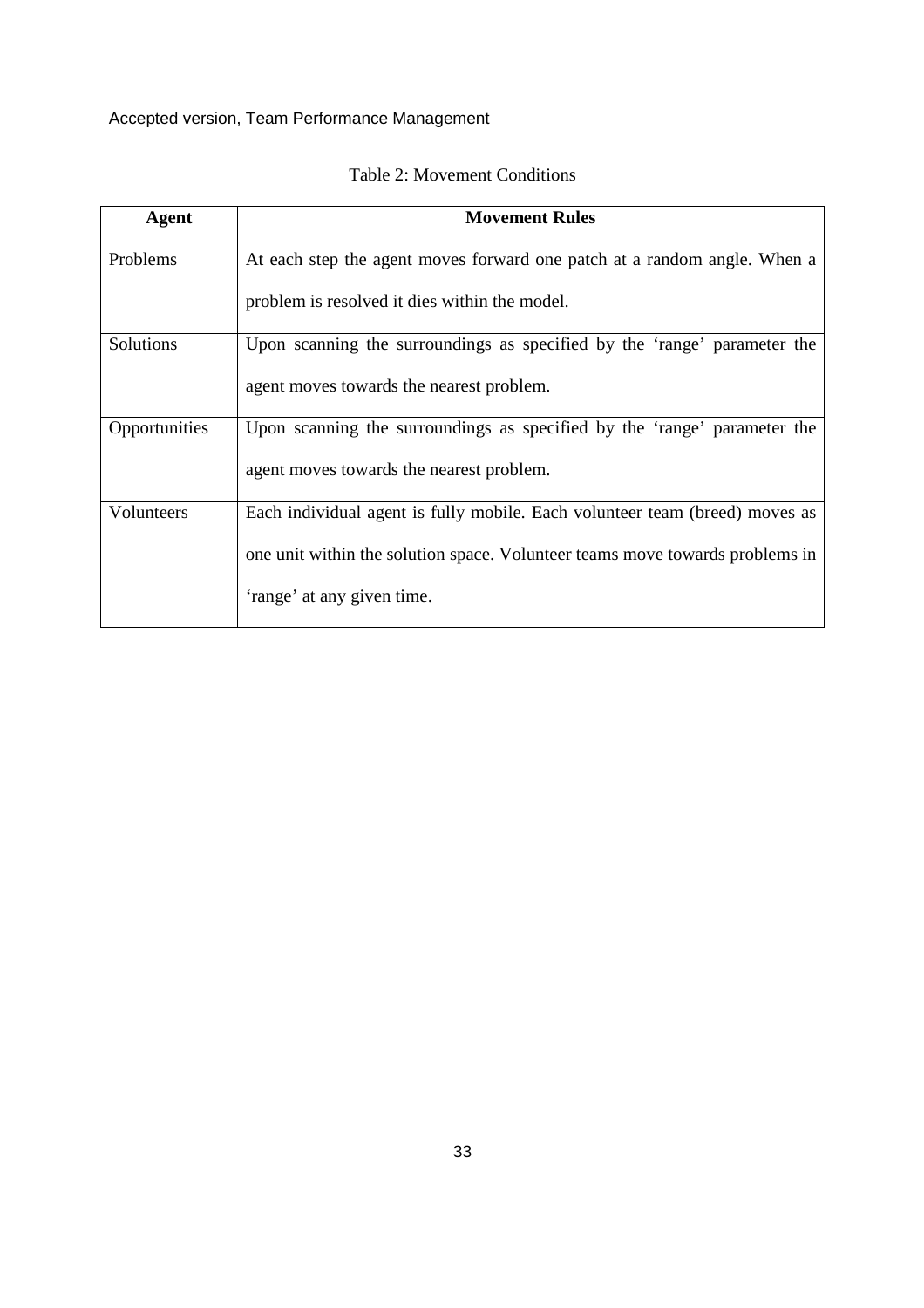Table 2: Movement Conditions

| Agent | Movement Rules |
|---|---|
| Problems | At each step the agent moves forward one patch at a random angle. When a problem is resolved it dies within the model. |
| Solutions | Upon scanning the surroundings as specified by the 'range' parameter the agent moves towards the nearest problem. |
| Opportunities | Upon scanning the surroundings as specified by the 'range' parameter the agent moves towards the nearest problem. |
| Volunteers | Each individual agent is fully mobile. Each volunteer team (breed) moves as one unit within the solution space. Volunteer teams move towards problems in 'range' at any given time. |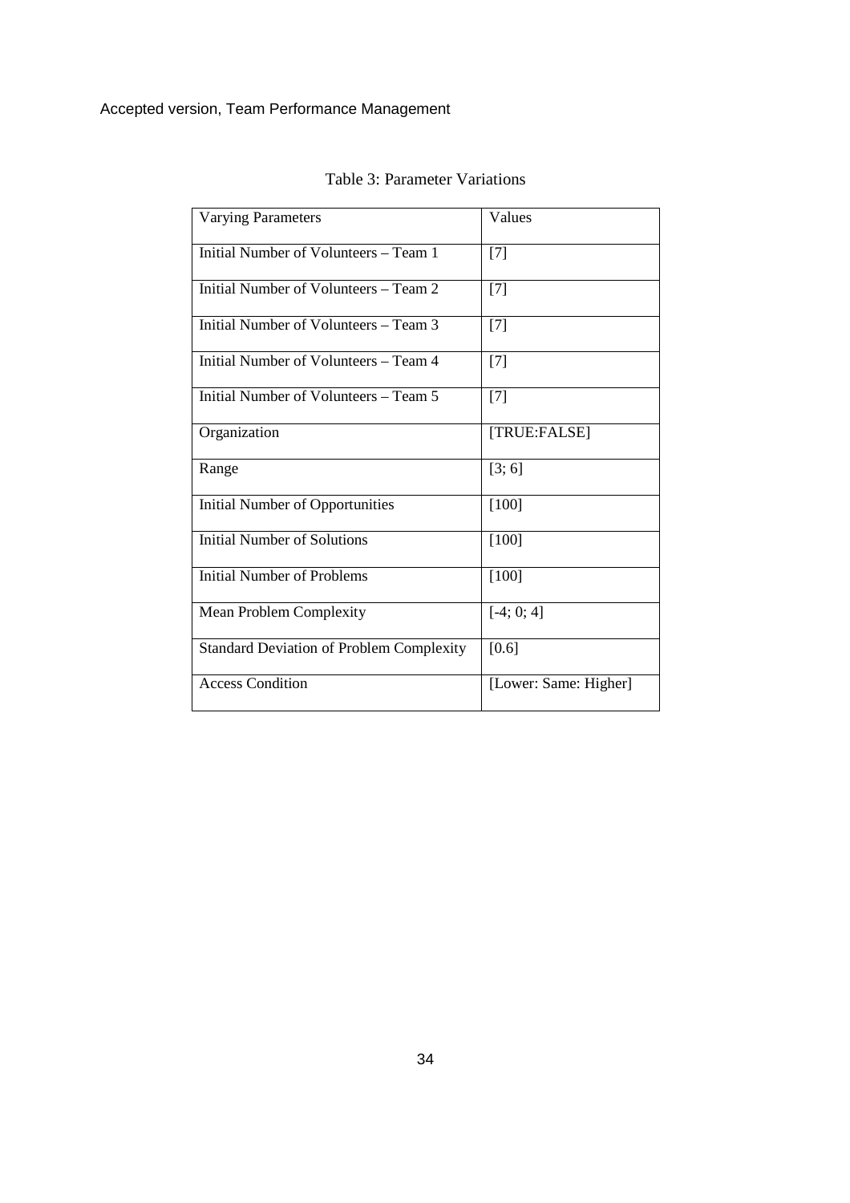Table 3: Parameter Variations

| Varying Parameters | Values |
|---|---|
| Initial Number of Volunteers – Team 1 | [7] |
| Initial Number of Volunteers – Team 2 | [7] |
| Initial Number of Volunteers – Team 3 | [7] |
| Initial Number of Volunteers – Team 4 | [7] |
| Initial Number of Volunteers – Team 5 | [7] |
| Organization | [TRUE:FALSE] |
| Range | [3; 6] |
| Initial Number of Opportunities | [100] |
| Initial Number of Solutions | [100] |
| Initial Number of Problems | [100] |
| Mean Problem Complexity | [-4; 0; 4] |
| Standard Deviation of Problem Complexity | [0.6] |
| Access Condition | [Lower: Same: Higher] |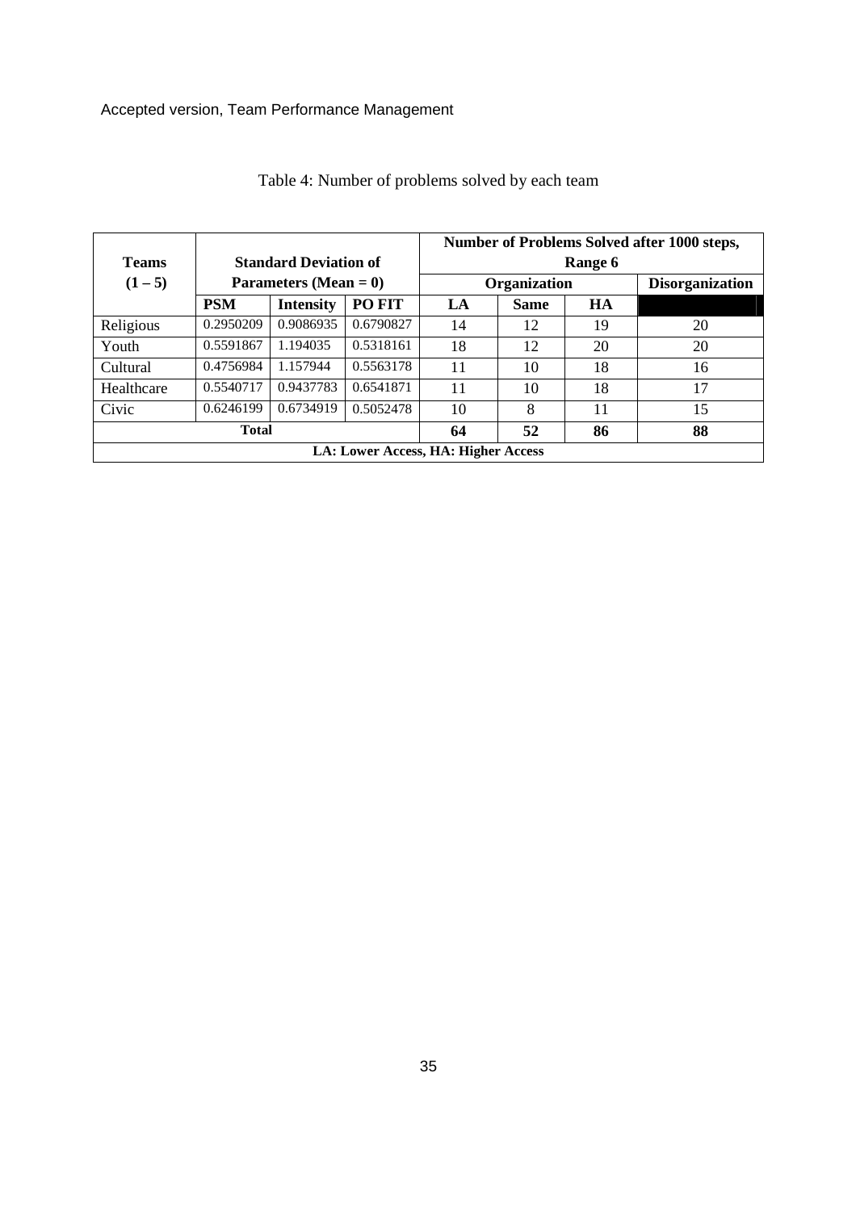Table 4: Number of problems solved by each team

| Teams (1 – 5) | Standard Deviation of Parameters (Mean = 0) | | | Number of Problems Solved after 1000 steps, Range 6 | | | |
|---|---|---|---|---|---|---|---|
| | | | | Organization | | | Disorganization |
| | **PSM** | **Intensity** | **PO FIT** | **LA** | **Same** | **HA** | |
| Religious | 0.2950209 | 0.9086935 | 0.6790827 | 14 | 12 | 19 | 20 |
| Youth | 0.5591867 | 1.194035 | 0.5318161 | 18 | 12 | 20 | 20 |
| Cultural | 0.4756984 | 1.157944 | 0.5563178 | 11 | 10 | 18 | 16 |
| Healthcare | 0.5540717 | 0.9437783 | 0.6541871 | 11 | 10 | 18 | 17 |
| Civic | 0.6246199 | 0.6734919 | 0.5052478 | 10 | 8 | 11 | 15 |
| **Total** | | | | **64** | **52** | **86** | **88** |

**LA: Lower Access, HA: Higher Access**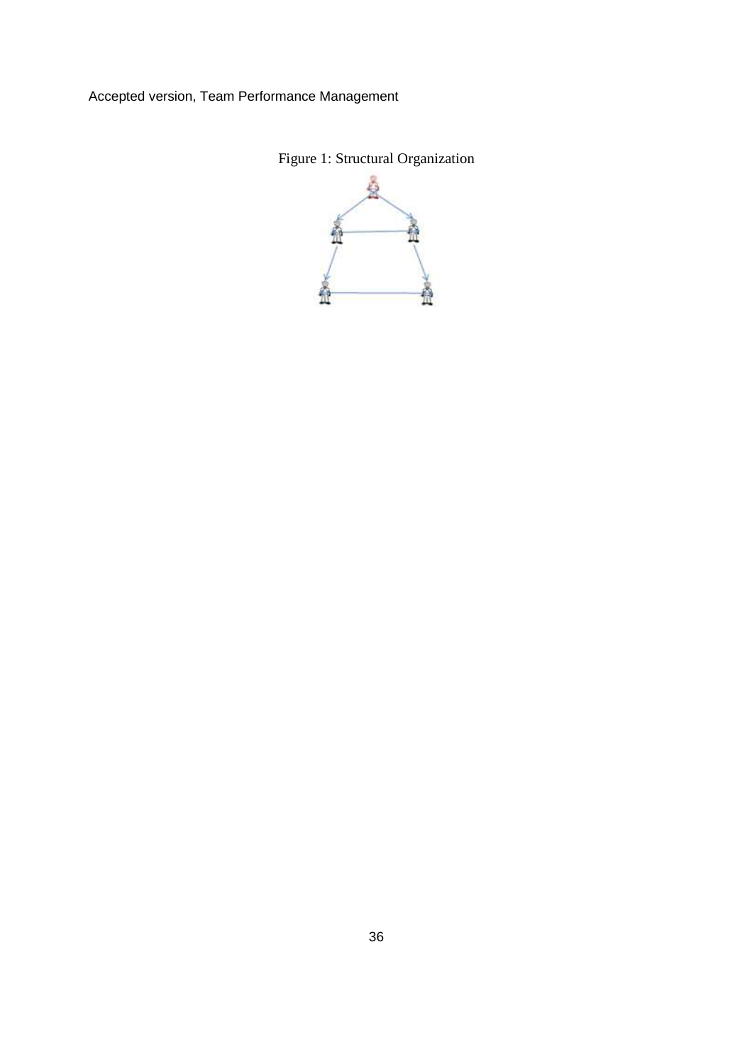Figure 1: Structural Organization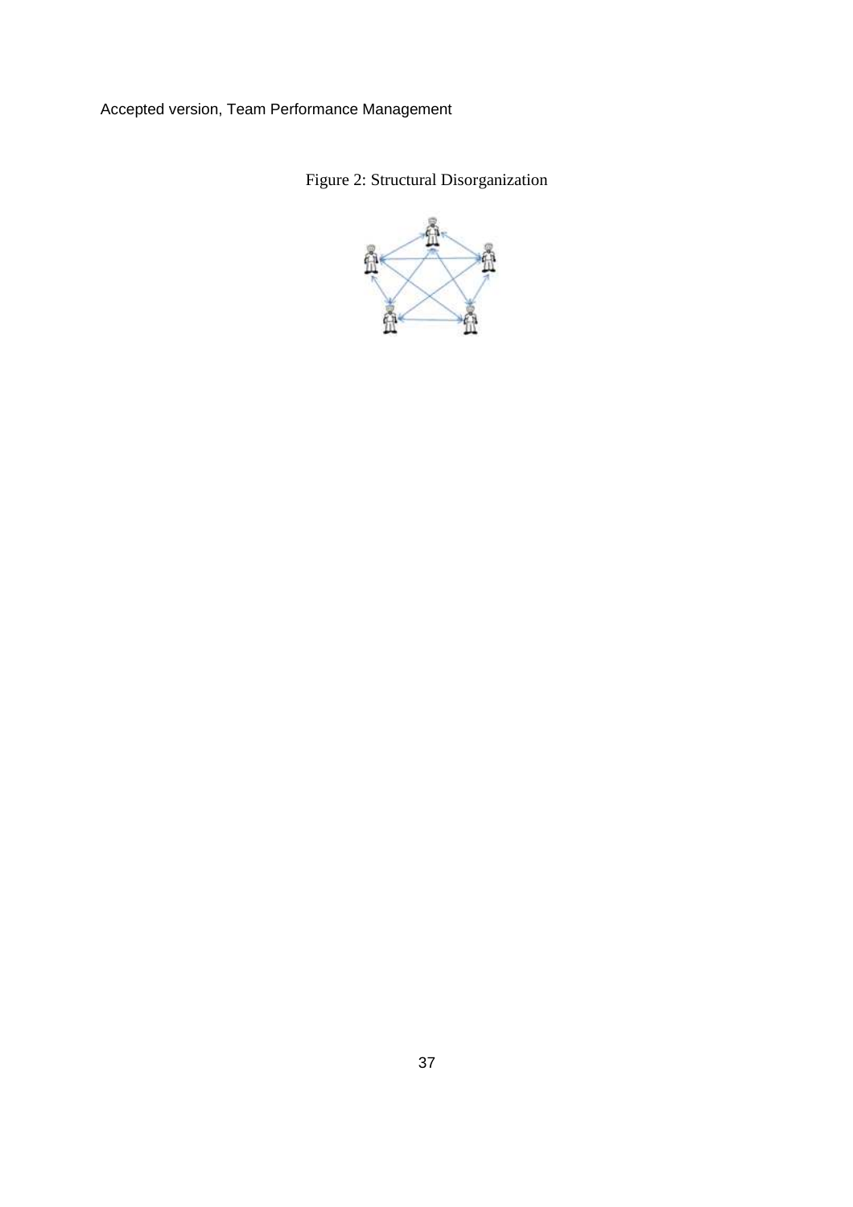Figure 2: Structural Disorganization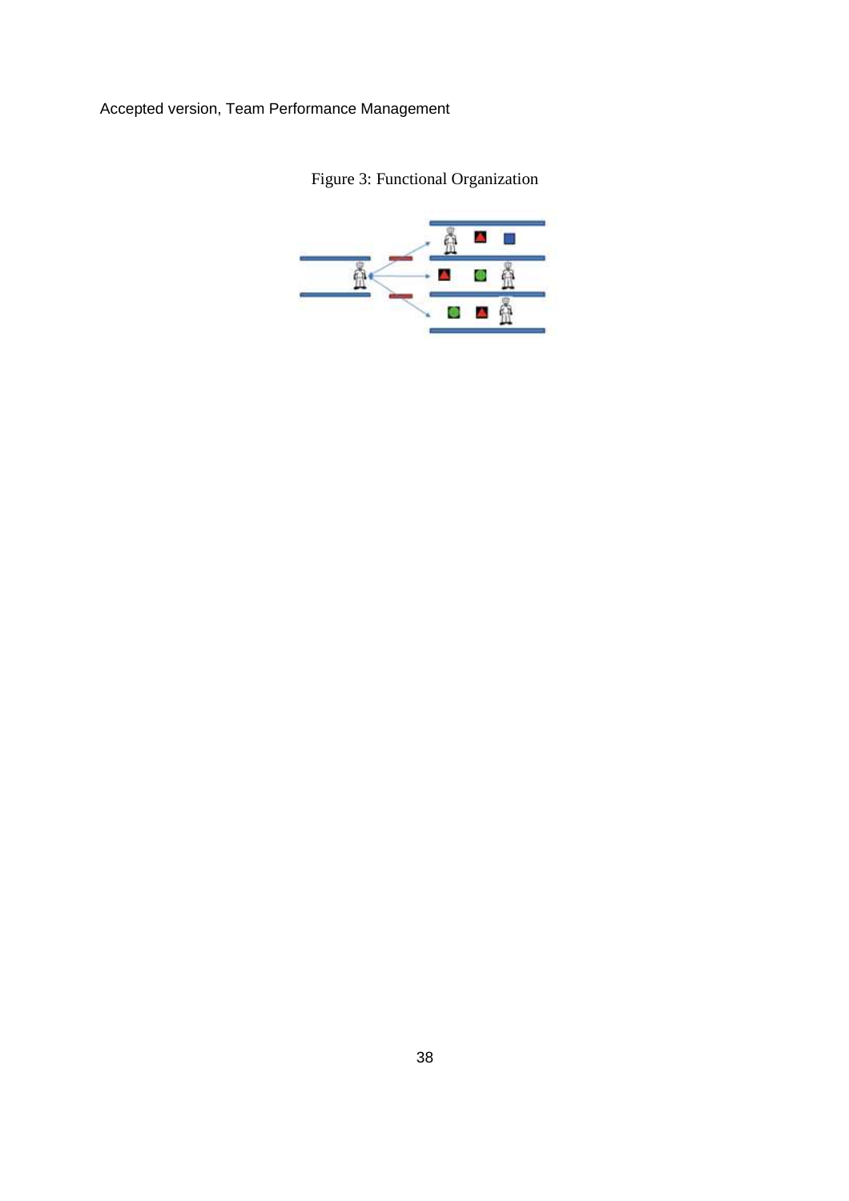Figure 3: Functional Organization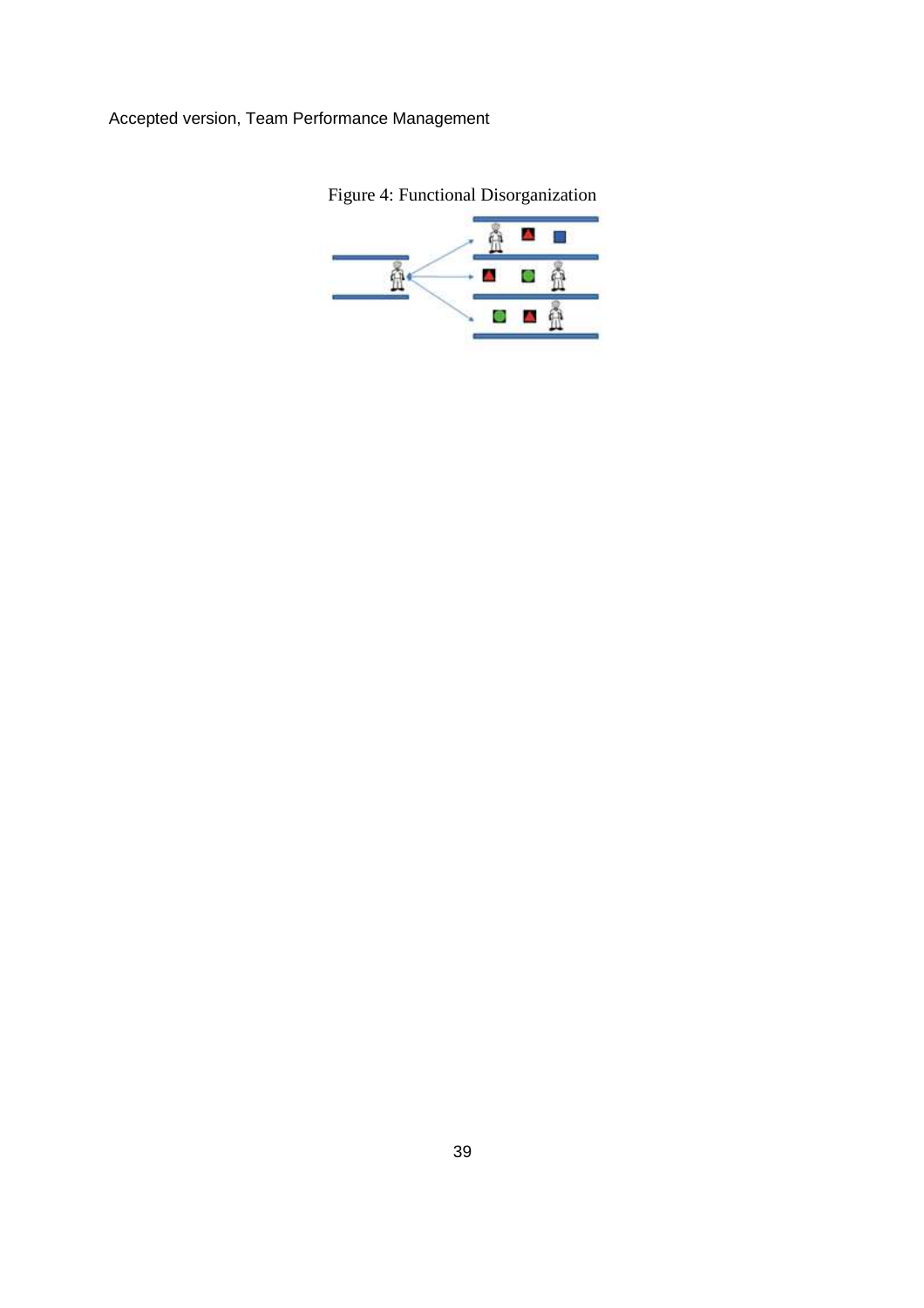Figure 4: Functional Disorganization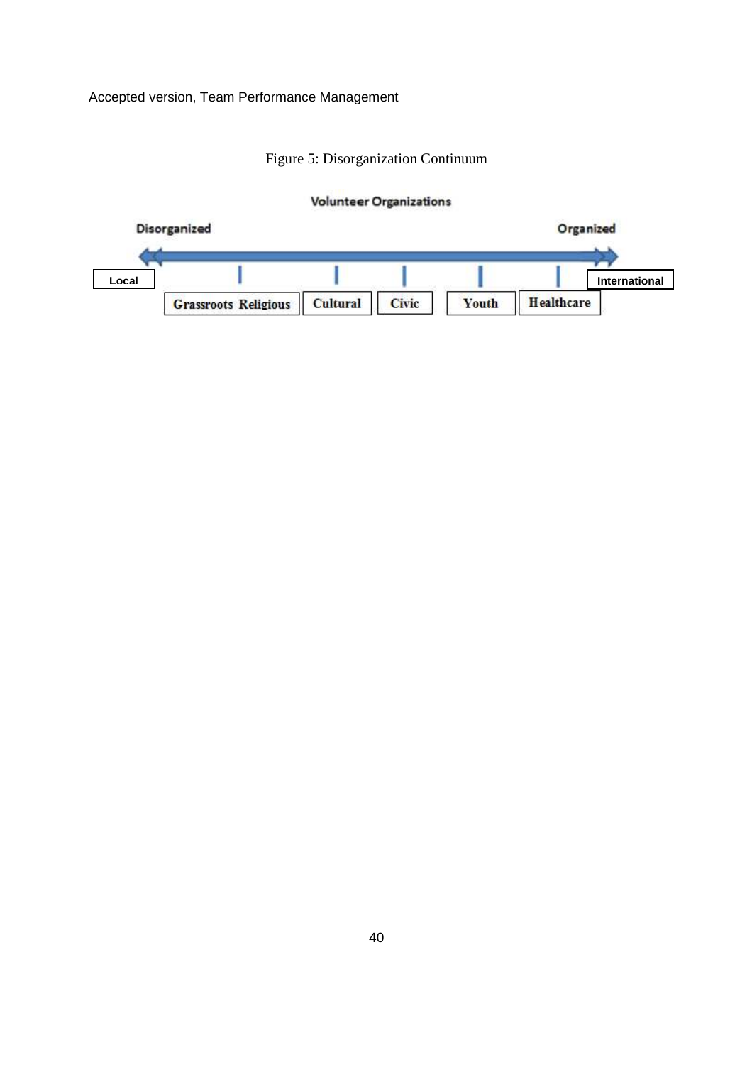Figure 5: Disorganization Continuum

Volunteer Organizations

Disorganized — Organized

Local — International

Grassroots Religious | Cultural | Civic | Youth | Healthcare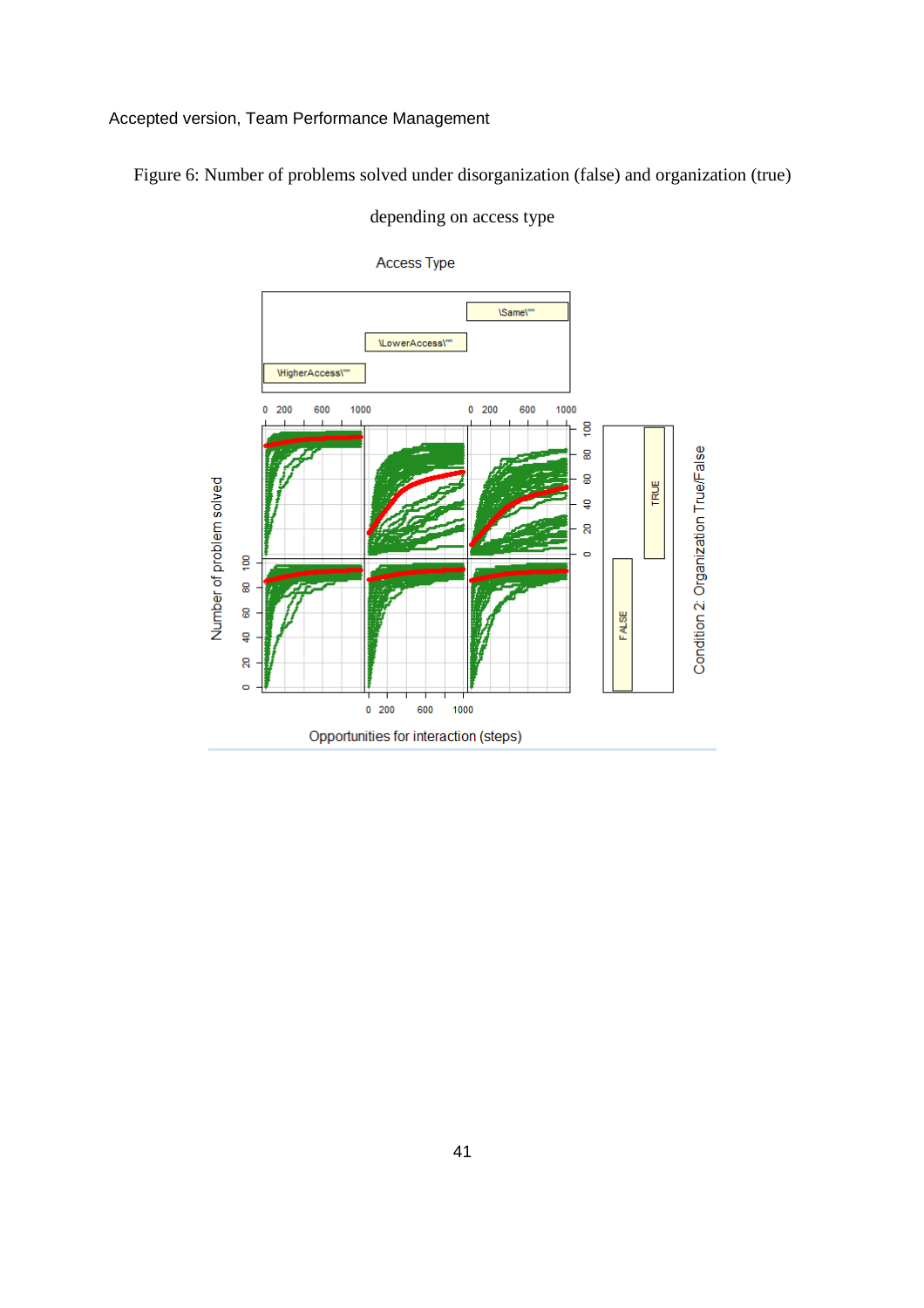Figure 6: Number of problems solved under disorganization (false) and organization (true) depending on access type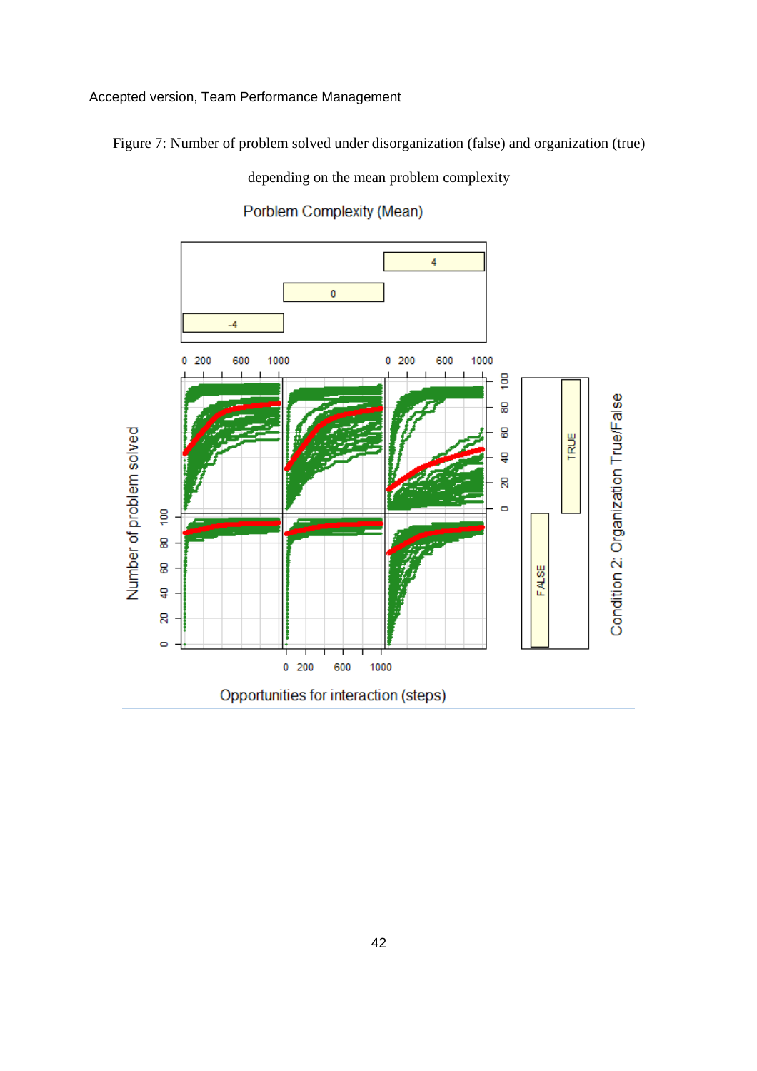Figure 7: Number of problem solved under disorganization (false) and organization (true) depending on the mean problem complexity

Porblem Complexity (Mean)

-4

0

4

0 200 600 1000

0 200 600 1000

0 200 600 1000

0 20 40 60 80 100

0 20 40 60 80 100

TRUE

FALSE

Number of problem solved

Condition 2: Organization True/False

Opportunities for interaction (steps)